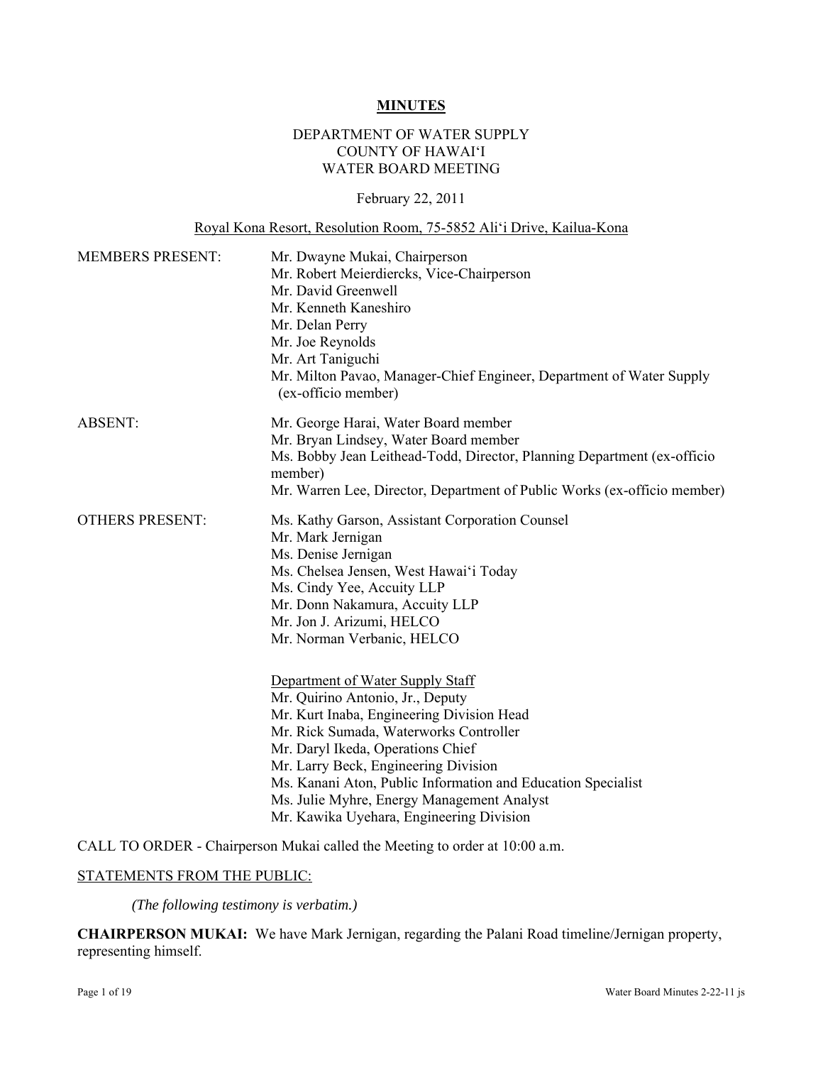# MINUTES

DEPARTMENT OF WATER SUPPLY
COUNTY OF HAWAI'I
WATER BOARD MEETING

February 22, 2011

Royal Kona Resort, Resolution Room, 75-5852 Ali'i Drive, Kailua-Kona

| | |
|---|---|
| MEMBERS PRESENT: | Mr. Dwayne Mukai, Chairperson<br>Mr. Robert Meierdiercks, Vice-Chairperson<br>Mr. David Greenwell<br>Mr. Kenneth Kaneshiro<br>Mr. Delan Perry<br>Mr. Joe Reynolds<br>Mr. Art Taniguchi<br>Mr. Milton Pavao, Manager-Chief Engineer, Department of Water Supply (ex-officio member) |
| ABSENT: | Mr. George Harai, Water Board member<br>Mr. Bryan Lindsey, Water Board member<br>Ms. Bobby Jean Leithead-Todd, Director, Planning Department (ex-officio member)<br>Mr. Warren Lee, Director, Department of Public Works (ex-officio member) |
| OTHERS PRESENT: | Ms. Kathy Garson, Assistant Corporation Counsel<br>Mr. Mark Jernigan<br>Ms. Denise Jernigan<br>Ms. Chelsea Jensen, West Hawai'i Today<br>Ms. Cindy Yee, Accuity LLP<br>Mr. Donn Nakamura, Accuity LLP<br>Mr. Jon J. Arizumi, HELCO<br>Mr. Norman Verbanic, HELCO<br><br>Department of Water Supply Staff<br>Mr. Quirino Antonio, Jr., Deputy<br>Mr. Kurt Inaba, Engineering Division Head<br>Mr. Rick Sumada, Waterworks Controller<br>Mr. Daryl Ikeda, Operations Chief<br>Mr. Larry Beck, Engineering Division<br>Ms. Kanani Aton, Public Information and Education Specialist<br>Ms. Julie Myhre, Energy Management Analyst<br>Mr. Kawika Uyehara, Engineering Division |

CALL TO ORDER - Chairperson Mukai called the Meeting to order at 10:00 a.m.

STATEMENTS FROM THE PUBLIC:

*(The following testimony is verbatim.)*

**CHAIRPERSON MUKAI:** We have Mark Jernigan, regarding the Palani Road timeline/Jernigan property, representing himself.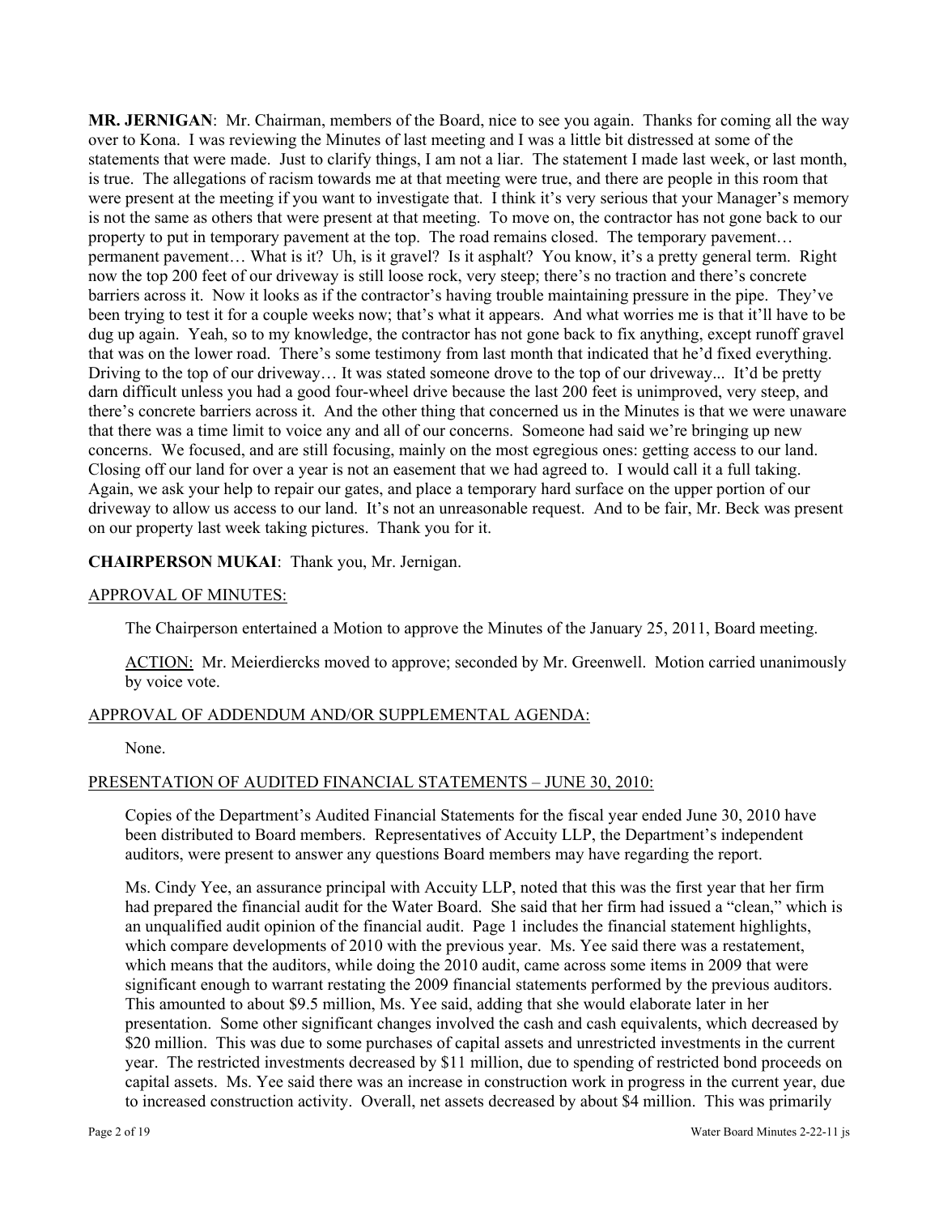**MR. JERNIGAN**: Mr. Chairman, members of the Board, nice to see you again. Thanks for coming all the way over to Kona. I was reviewing the Minutes of last meeting and I was a little bit distressed at some of the statements that were made. Just to clarify things, I am not a liar. The statement I made last week, or last month, is true. The allegations of racism towards me at that meeting were true, and there are people in this room that were present at the meeting if you want to investigate that. I think it's very serious that your Manager's memory is not the same as others that were present at that meeting. To move on, the contractor has not gone back to our property to put in temporary pavement at the top. The road remains closed. The temporary pavement… permanent pavement… What is it? Uh, is it gravel? Is it asphalt? You know, it's a pretty general term. Right now the top 200 feet of our driveway is still loose rock, very steep; there's no traction and there's concrete barriers across it. Now it looks as if the contractor's having trouble maintaining pressure in the pipe. They've been trying to test it for a couple weeks now; that's what it appears. And what worries me is that it'll have to be dug up again. Yeah, so to my knowledge, the contractor has not gone back to fix anything, except runoff gravel that was on the lower road. There's some testimony from last month that indicated that he'd fixed everything. Driving to the top of our driveway… It was stated someone drove to the top of our driveway... It'd be pretty darn difficult unless you had a good four-wheel drive because the last 200 feet is unimproved, very steep, and there's concrete barriers across it. And the other thing that concerned us in the Minutes is that we were unaware that there was a time limit to voice any and all of our concerns. Someone had said we're bringing up new concerns. We focused, and are still focusing, mainly on the most egregious ones: getting access to our land. Closing off our land for over a year is not an easement that we had agreed to. I would call it a full taking. Again, we ask your help to repair our gates, and place a temporary hard surface on the upper portion of our driveway to allow us access to our land. It's not an unreasonable request. And to be fair, Mr. Beck was present on our property last week taking pictures. Thank you for it.

**CHAIRPERSON MUKAI**: Thank you, Mr. Jernigan.

## APPROVAL OF MINUTES:

The Chairperson entertained a Motion to approve the Minutes of the January 25, 2011, Board meeting.

ACTION: Mr. Meierdiercks moved to approve; seconded by Mr. Greenwell. Motion carried unanimously by voice vote.

## APPROVAL OF ADDENDUM AND/OR SUPPLEMENTAL AGENDA:

None.

## PRESENTATION OF AUDITED FINANCIAL STATEMENTS – JUNE 30, 2010:

Copies of the Department's Audited Financial Statements for the fiscal year ended June 30, 2010 have been distributed to Board members. Representatives of Accuity LLP, the Department's independent auditors, were present to answer any questions Board members may have regarding the report.

Ms. Cindy Yee, an assurance principal with Accuity LLP, noted that this was the first year that her firm had prepared the financial audit for the Water Board. She said that her firm had issued a "clean," which is an unqualified audit opinion of the financial audit. Page 1 includes the financial statement highlights, which compare developments of 2010 with the previous year. Ms. Yee said there was a restatement, which means that the auditors, while doing the 2010 audit, came across some items in 2009 that were significant enough to warrant restating the 2009 financial statements performed by the previous auditors. This amounted to about $9.5 million, Ms. Yee said, adding that she would elaborate later in her presentation. Some other significant changes involved the cash and cash equivalents, which decreased by $20 million. This was due to some purchases of capital assets and unrestricted investments in the current year. The restricted investments decreased by $11 million, due to spending of restricted bond proceeds on capital assets. Ms. Yee said there was an increase in construction work in progress in the current year, due to increased construction activity. Overall, net assets decreased by about $4 million. This was primarily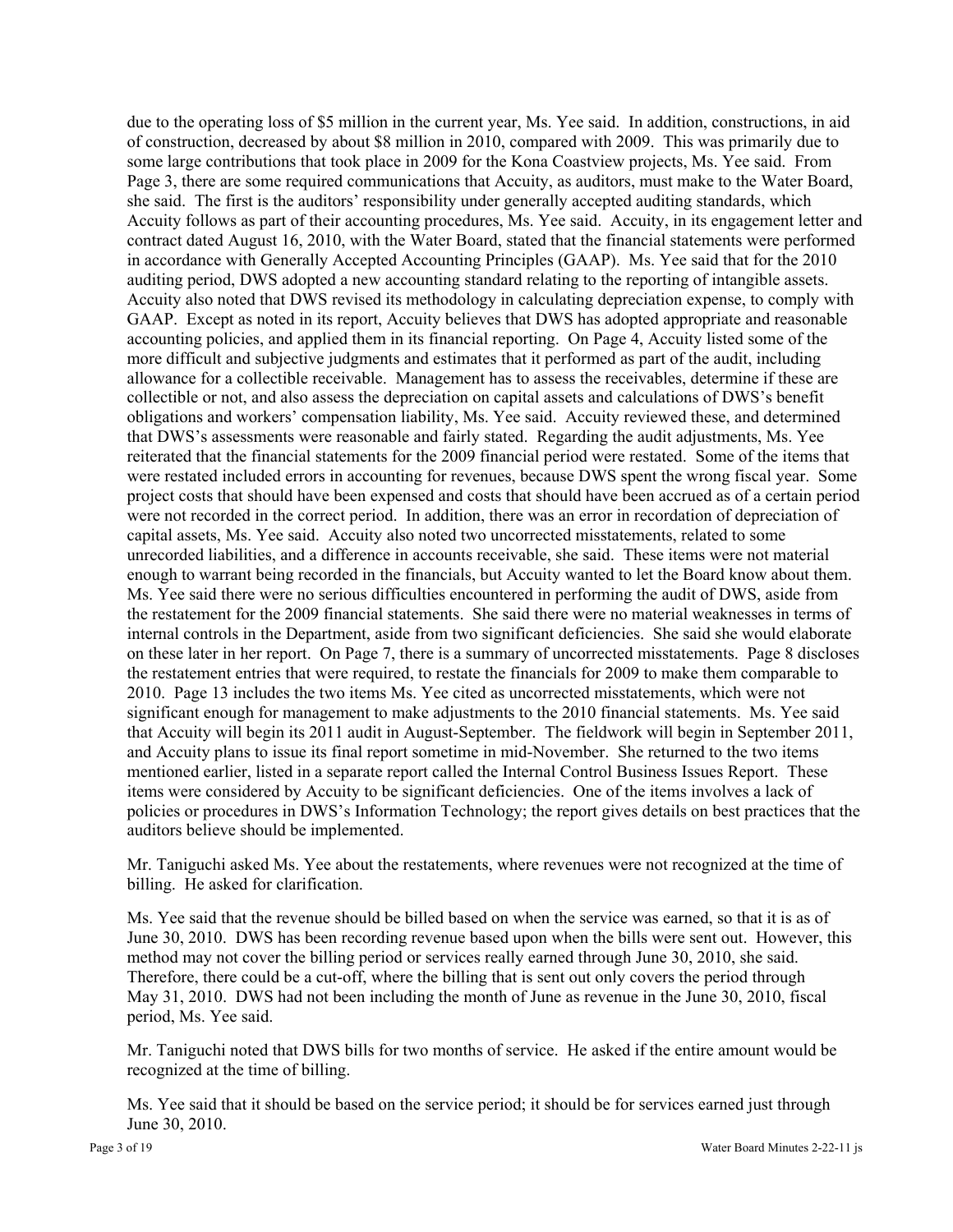due to the operating loss of $5 million in the current year, Ms. Yee said. In addition, constructions, in aid of construction, decreased by about $8 million in 2010, compared with 2009. This was primarily due to some large contributions that took place in 2009 for the Kona Coastview projects, Ms. Yee said. From Page 3, there are some required communications that Accuity, as auditors, must make to the Water Board, she said. The first is the auditors' responsibility under generally accepted auditing standards, which Accuity follows as part of their accounting procedures, Ms. Yee said. Accuity, in its engagement letter and contract dated August 16, 2010, with the Water Board, stated that the financial statements were performed in accordance with Generally Accepted Accounting Principles (GAAP). Ms. Yee said that for the 2010 auditing period, DWS adopted a new accounting standard relating to the reporting of intangible assets. Accuity also noted that DWS revised its methodology in calculating depreciation expense, to comply with GAAP. Except as noted in its report, Accuity believes that DWS has adopted appropriate and reasonable accounting policies, and applied them in its financial reporting. On Page 4, Accuity listed some of the more difficult and subjective judgments and estimates that it performed as part of the audit, including allowance for a collectible receivable. Management has to assess the receivables, determine if these are collectible or not, and also assess the depreciation on capital assets and calculations of DWS's benefit obligations and workers' compensation liability, Ms. Yee said. Accuity reviewed these, and determined that DWS's assessments were reasonable and fairly stated. Regarding the audit adjustments, Ms. Yee reiterated that the financial statements for the 2009 financial period were restated. Some of the items that were restated included errors in accounting for revenues, because DWS spent the wrong fiscal year. Some project costs that should have been expensed and costs that should have been accrued as of a certain period were not recorded in the correct period. In addition, there was an error in recordation of depreciation of capital assets, Ms. Yee said. Accuity also noted two uncorrected misstatements, related to some unrecorded liabilities, and a difference in accounts receivable, she said. These items were not material enough to warrant being recorded in the financials, but Accuity wanted to let the Board know about them. Ms. Yee said there were no serious difficulties encountered in performing the audit of DWS, aside from the restatement for the 2009 financial statements. She said there were no material weaknesses in terms of internal controls in the Department, aside from two significant deficiencies. She said she would elaborate on these later in her report. On Page 7, there is a summary of uncorrected misstatements. Page 8 discloses the restatement entries that were required, to restate the financials for 2009 to make them comparable to 2010. Page 13 includes the two items Ms. Yee cited as uncorrected misstatements, which were not significant enough for management to make adjustments to the 2010 financial statements. Ms. Yee said that Accuity will begin its 2011 audit in August-September. The fieldwork will begin in September 2011, and Accuity plans to issue its final report sometime in mid-November. She returned to the two items mentioned earlier, listed in a separate report called the Internal Control Business Issues Report. These items were considered by Accuity to be significant deficiencies. One of the items involves a lack of policies or procedures in DWS's Information Technology; the report gives details on best practices that the auditors believe should be implemented.

Mr. Taniguchi asked Ms. Yee about the restatements, where revenues were not recognized at the time of billing. He asked for clarification.

Ms. Yee said that the revenue should be billed based on when the service was earned, so that it is as of June 30, 2010. DWS has been recording revenue based upon when the bills were sent out. However, this method may not cover the billing period or services really earned through June 30, 2010, she said. Therefore, there could be a cut-off, where the billing that is sent out only covers the period through May 31, 2010. DWS had not been including the month of June as revenue in the June 30, 2010, fiscal period, Ms. Yee said.

Mr. Taniguchi noted that DWS bills for two months of service. He asked if the entire amount would be recognized at the time of billing.

Ms. Yee said that it should be based on the service period; it should be for services earned just through June 30, 2010.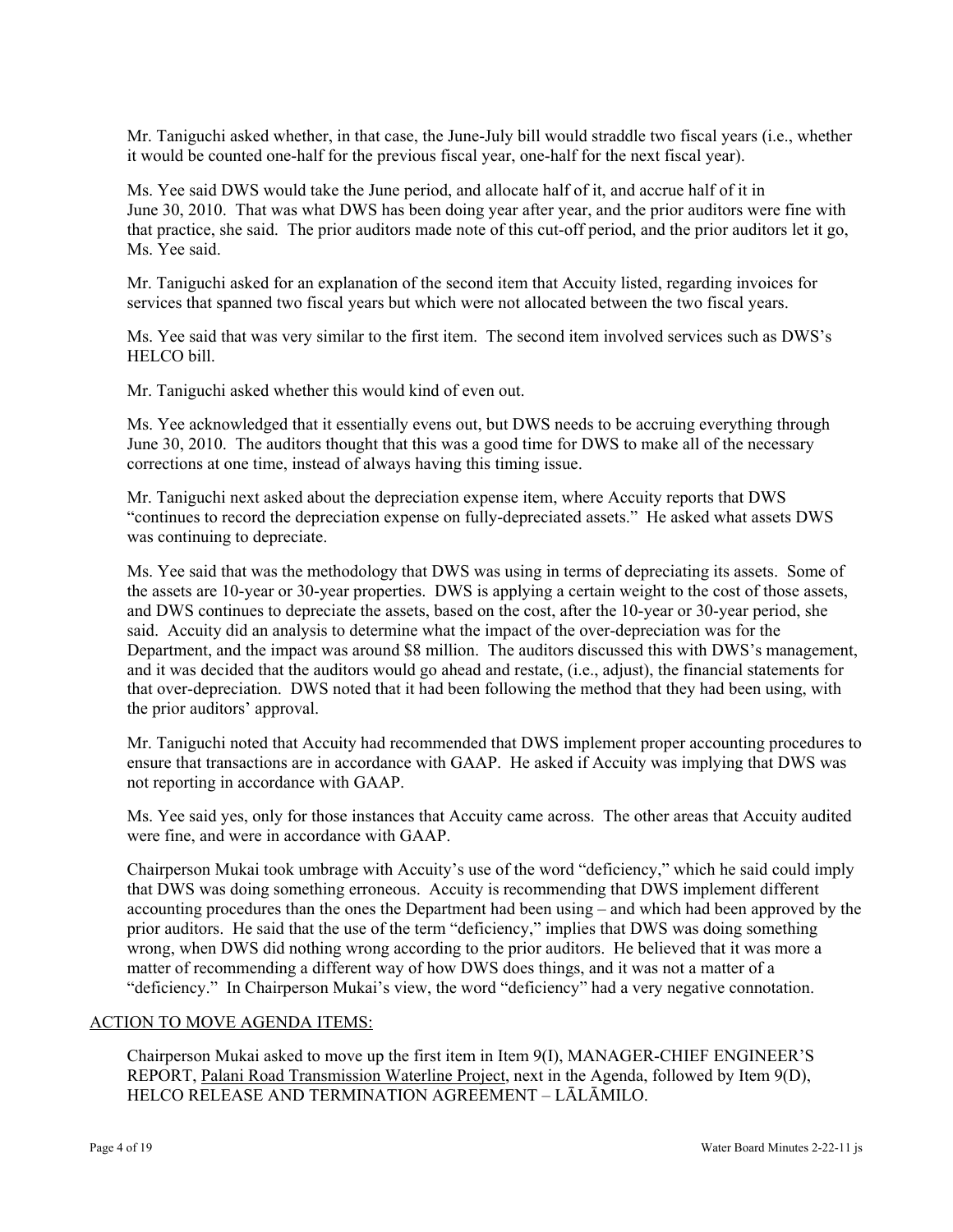Mr. Taniguchi asked whether, in that case, the June-July bill would straddle two fiscal years (i.e., whether it would be counted one-half for the previous fiscal year, one-half for the next fiscal year).

Ms. Yee said DWS would take the June period, and allocate half of it, and accrue half of it in June 30, 2010. That was what DWS has been doing year after year, and the prior auditors were fine with that practice, she said. The prior auditors made note of this cut-off period, and the prior auditors let it go, Ms. Yee said.

Mr. Taniguchi asked for an explanation of the second item that Accuity listed, regarding invoices for services that spanned two fiscal years but which were not allocated between the two fiscal years.

Ms. Yee said that was very similar to the first item. The second item involved services such as DWS's HELCO bill.

Mr. Taniguchi asked whether this would kind of even out.

Ms. Yee acknowledged that it essentially evens out, but DWS needs to be accruing everything through June 30, 2010. The auditors thought that this was a good time for DWS to make all of the necessary corrections at one time, instead of always having this timing issue.

Mr. Taniguchi next asked about the depreciation expense item, where Accuity reports that DWS "continues to record the depreciation expense on fully-depreciated assets." He asked what assets DWS was continuing to depreciate.

Ms. Yee said that was the methodology that DWS was using in terms of depreciating its assets. Some of the assets are 10-year or 30-year properties. DWS is applying a certain weight to the cost of those assets, and DWS continues to depreciate the assets, based on the cost, after the 10-year or 30-year period, she said. Accuity did an analysis to determine what the impact of the over-depreciation was for the Department, and the impact was around $8 million. The auditors discussed this with DWS's management, and it was decided that the auditors would go ahead and restate, (i.e., adjust), the financial statements for that over-depreciation. DWS noted that it had been following the method that they had been using, with the prior auditors' approval.

Mr. Taniguchi noted that Accuity had recommended that DWS implement proper accounting procedures to ensure that transactions are in accordance with GAAP. He asked if Accuity was implying that DWS was not reporting in accordance with GAAP.

Ms. Yee said yes, only for those instances that Accuity came across. The other areas that Accuity audited were fine, and were in accordance with GAAP.

Chairperson Mukai took umbrage with Accuity's use of the word "deficiency," which he said could imply that DWS was doing something erroneous. Accuity is recommending that DWS implement different accounting procedures than the ones the Department had been using – and which had been approved by the prior auditors. He said that the use of the term "deficiency," implies that DWS was doing something wrong, when DWS did nothing wrong according to the prior auditors. He believed that it was more a matter of recommending a different way of how DWS does things, and it was not a matter of a "deficiency." In Chairperson Mukai's view, the word "deficiency" had a very negative connotation.

ACTION TO MOVE AGENDA ITEMS:

Chairperson Mukai asked to move up the first item in Item 9(I), MANAGER-CHIEF ENGINEER'S REPORT, Palani Road Transmission Waterline Project, next in the Agenda, followed by Item 9(D), HELCO RELEASE AND TERMINATION AGREEMENT – LĀLĀMILO.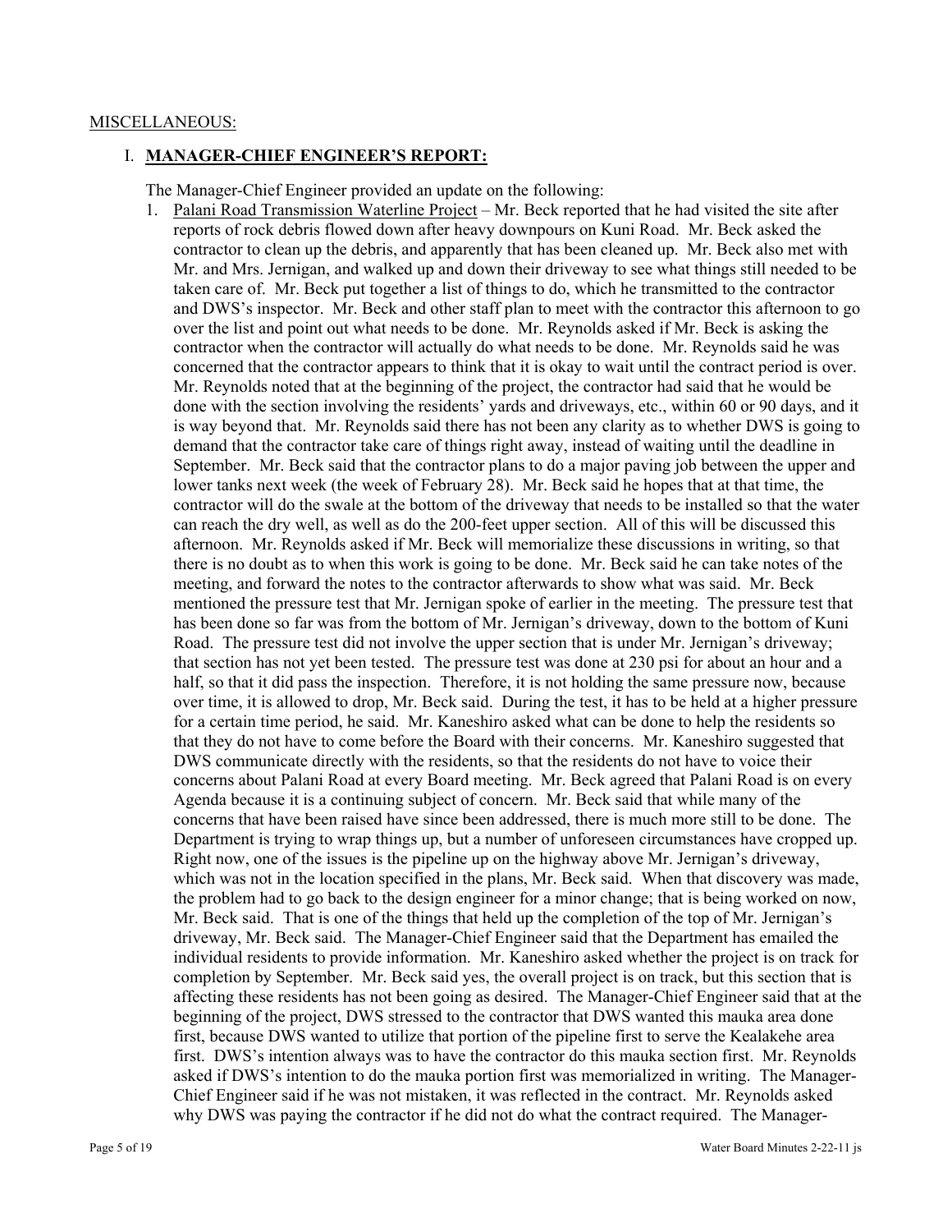MISCELLANEOUS:

## I. **MANAGER-CHIEF ENGINEER'S REPORT:**

The Manager-Chief Engineer provided an update on the following:

1. Palani Road Transmission Waterline Project – Mr. Beck reported that he had visited the site after reports of rock debris flowed down after heavy downpours on Kuni Road. Mr. Beck asked the contractor to clean up the debris, and apparently that has been cleaned up. Mr. Beck also met with Mr. and Mrs. Jernigan, and walked up and down their driveway to see what things still needed to be taken care of. Mr. Beck put together a list of things to do, which he transmitted to the contractor and DWS's inspector. Mr. Beck and other staff plan to meet with the contractor this afternoon to go over the list and point out what needs to be done. Mr. Reynolds asked if Mr. Beck is asking the contractor when the contractor will actually do what needs to be done. Mr. Reynolds said he was concerned that the contractor appears to think that it is okay to wait until the contract period is over. Mr. Reynolds noted that at the beginning of the project, the contractor had said that he would be done with the section involving the residents' yards and driveways, etc., within 60 or 90 days, and it is way beyond that. Mr. Reynolds said there has not been any clarity as to whether DWS is going to demand that the contractor take care of things right away, instead of waiting until the deadline in September. Mr. Beck said that the contractor plans to do a major paving job between the upper and lower tanks next week (the week of February 28). Mr. Beck said he hopes that at that time, the contractor will do the swale at the bottom of the driveway that needs to be installed so that the water can reach the dry well, as well as do the 200-feet upper section. All of this will be discussed this afternoon. Mr. Reynolds asked if Mr. Beck will memorialize these discussions in writing, so that there is no doubt as to when this work is going to be done. Mr. Beck said he can take notes of the meeting, and forward the notes to the contractor afterwards to show what was said. Mr. Beck mentioned the pressure test that Mr. Jernigan spoke of earlier in the meeting. The pressure test that has been done so far was from the bottom of Mr. Jernigan's driveway, down to the bottom of Kuni Road. The pressure test did not involve the upper section that is under Mr. Jernigan's driveway; that section has not yet been tested. The pressure test was done at 230 psi for about an hour and a half, so that it did pass the inspection. Therefore, it is not holding the same pressure now, because over time, it is allowed to drop, Mr. Beck said. During the test, it has to be held at a higher pressure for a certain time period, he said. Mr. Kaneshiro asked what can be done to help the residents so that they do not have to come before the Board with their concerns. Mr. Kaneshiro suggested that DWS communicate directly with the residents, so that the residents do not have to voice their concerns about Palani Road at every Board meeting. Mr. Beck agreed that Palani Road is on every Agenda because it is a continuing subject of concern. Mr. Beck said that while many of the concerns that have been raised have since been addressed, there is much more still to be done. The Department is trying to wrap things up, but a number of unforeseen circumstances have cropped up. Right now, one of the issues is the pipeline up on the highway above Mr. Jernigan's driveway, which was not in the location specified in the plans, Mr. Beck said. When that discovery was made, the problem had to go back to the design engineer for a minor change; that is being worked on now, Mr. Beck said. That is one of the things that held up the completion of the top of Mr. Jernigan's driveway, Mr. Beck said. The Manager-Chief Engineer said that the Department has emailed the individual residents to provide information. Mr. Kaneshiro asked whether the project is on track for completion by September. Mr. Beck said yes, the overall project is on track, but this section that is affecting these residents has not been going as desired. The Manager-Chief Engineer said that at the beginning of the project, DWS stressed to the contractor that DWS wanted this mauka area done first, because DWS wanted to utilize that portion of the pipeline first to serve the Kealakehe area first. DWS's intention always was to have the contractor do this mauka section first. Mr. Reynolds asked if DWS's intention to do the mauka portion first was memorialized in writing. The Manager-Chief Engineer said if he was not mistaken, it was reflected in the contract. Mr. Reynolds asked why DWS was paying the contractor if he did not do what the contract required. The Manager-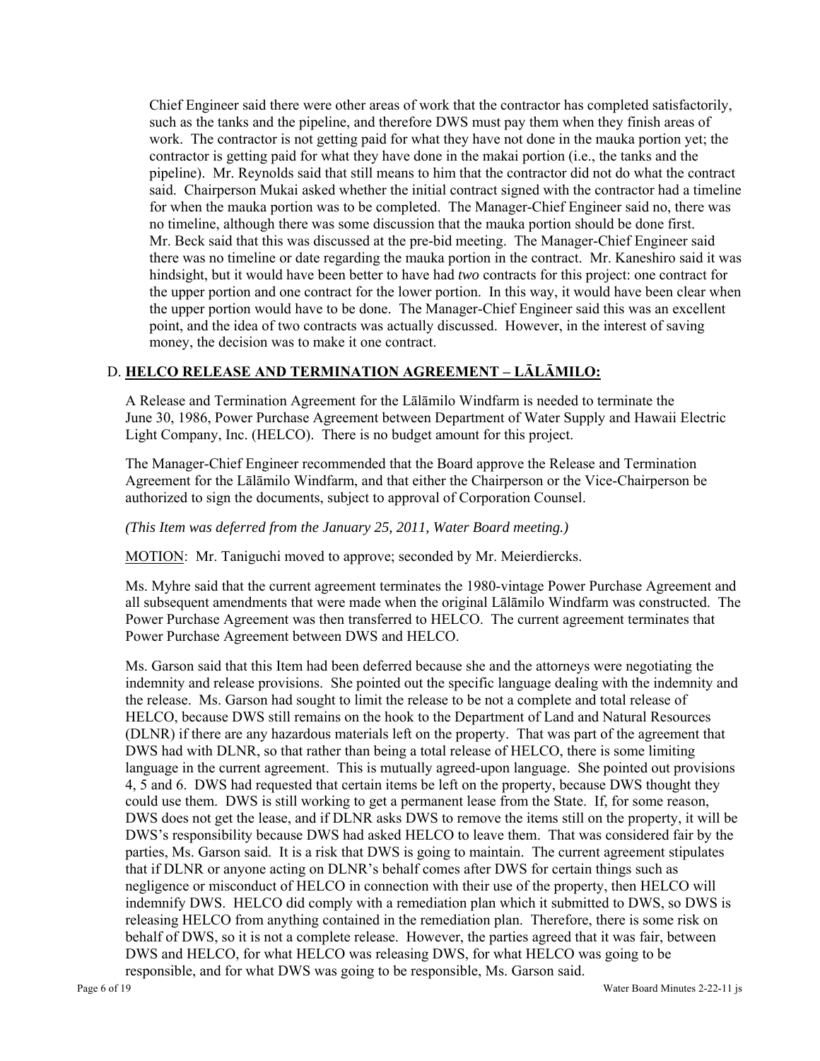Chief Engineer said there were other areas of work that the contractor has completed satisfactorily, such as the tanks and the pipeline, and therefore DWS must pay them when they finish areas of work. The contractor is not getting paid for what they have not done in the mauka portion yet; the contractor is getting paid for what they have done in the makai portion (i.e., the tanks and the pipeline). Mr. Reynolds said that still means to him that the contractor did not do what the contract said. Chairperson Mukai asked whether the initial contract signed with the contractor had a timeline for when the mauka portion was to be completed. The Manager-Chief Engineer said no, there was no timeline, although there was some discussion that the mauka portion should be done first. Mr. Beck said that this was discussed at the pre-bid meeting. The Manager-Chief Engineer said there was no timeline or date regarding the mauka portion in the contract. Mr. Kaneshiro said it was hindsight, but it would have been better to have had *two* contracts for this project: one contract for the upper portion and one contract for the lower portion. In this way, it would have been clear when the upper portion would have to be done. The Manager-Chief Engineer said this was an excellent point, and the idea of two contracts was actually discussed. However, in the interest of saving money, the decision was to make it one contract.

### D. **HELCO RELEASE AND TERMINATION AGREEMENT – LĀLĀMILO:**

A Release and Termination Agreement for the Lālāmilo Windfarm is needed to terminate the June 30, 1986, Power Purchase Agreement between Department of Water Supply and Hawaii Electric Light Company, Inc. (HELCO). There is no budget amount for this project.

The Manager-Chief Engineer recommended that the Board approve the Release and Termination Agreement for the Lālāmilo Windfarm, and that either the Chairperson or the Vice-Chairperson be authorized to sign the documents, subject to approval of Corporation Counsel.

*(This Item was deferred from the January 25, 2011, Water Board meeting.)*

MOTION: Mr. Taniguchi moved to approve; seconded by Mr. Meierdiercks.

Ms. Myhre said that the current agreement terminates the 1980-vintage Power Purchase Agreement and all subsequent amendments that were made when the original Lālāmilo Windfarm was constructed. The Power Purchase Agreement was then transferred to HELCO. The current agreement terminates that Power Purchase Agreement between DWS and HELCO.

Ms. Garson said that this Item had been deferred because she and the attorneys were negotiating the indemnity and release provisions. She pointed out the specific language dealing with the indemnity and the release. Ms. Garson had sought to limit the release to be not a complete and total release of HELCO, because DWS still remains on the hook to the Department of Land and Natural Resources (DLNR) if there are any hazardous materials left on the property. That was part of the agreement that DWS had with DLNR, so that rather than being a total release of HELCO, there is some limiting language in the current agreement. This is mutually agreed-upon language. She pointed out provisions 4, 5 and 6. DWS had requested that certain items be left on the property, because DWS thought they could use them. DWS is still working to get a permanent lease from the State. If, for some reason, DWS does not get the lease, and if DLNR asks DWS to remove the items still on the property, it will be DWS's responsibility because DWS had asked HELCO to leave them. That was considered fair by the parties, Ms. Garson said. It is a risk that DWS is going to maintain. The current agreement stipulates that if DLNR or anyone acting on DLNR's behalf comes after DWS for certain things such as negligence or misconduct of HELCO in connection with their use of the property, then HELCO will indemnify DWS. HELCO did comply with a remediation plan which it submitted to DWS, so DWS is releasing HELCO from anything contained in the remediation plan. Therefore, there is some risk on behalf of DWS, so it is not a complete release. However, the parties agreed that it was fair, between DWS and HELCO, for what HELCO was releasing DWS, for what HELCO was going to be responsible, and for what DWS was going to be responsible, Ms. Garson said.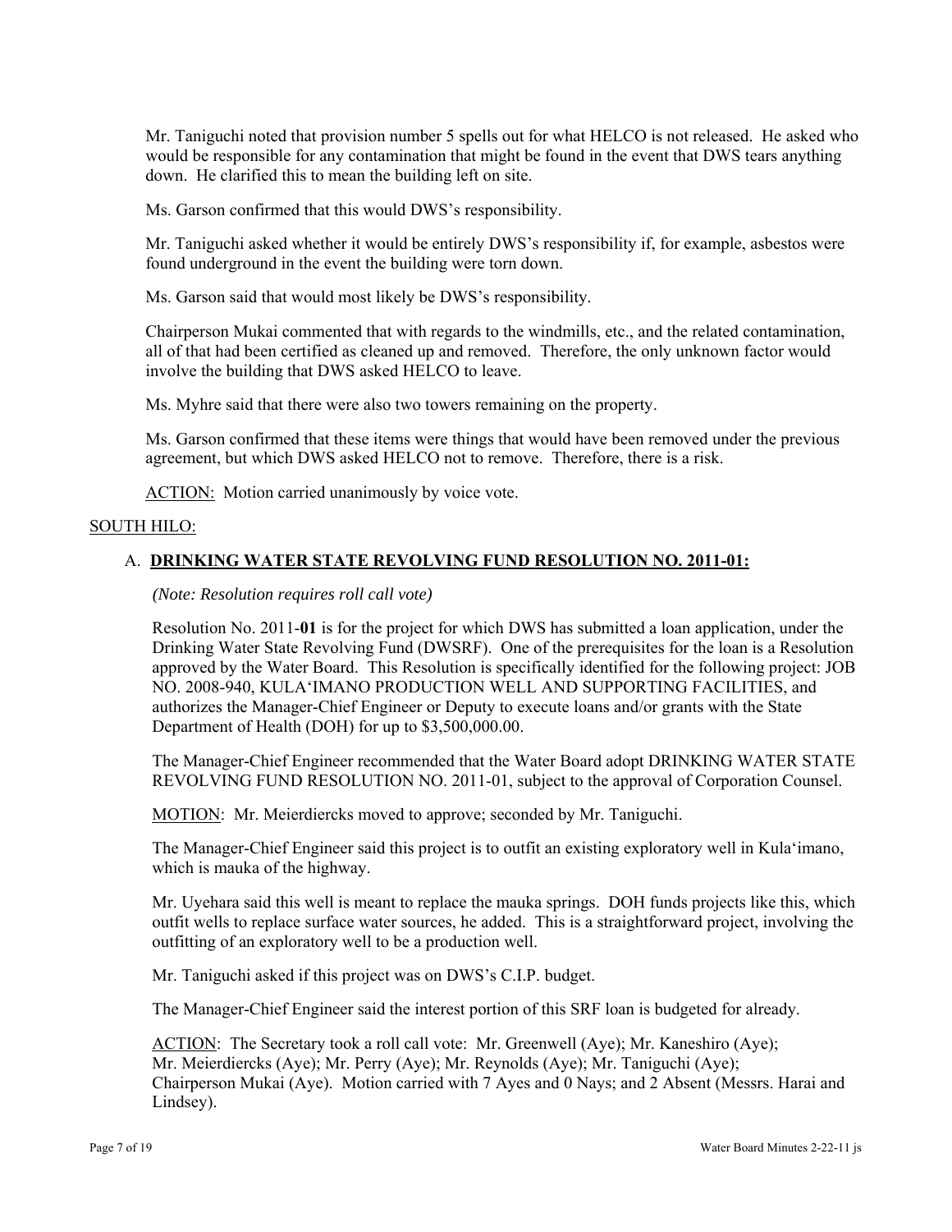Mr. Taniguchi noted that provision number 5 spells out for what HELCO is not released. He asked who would be responsible for any contamination that might be found in the event that DWS tears anything down. He clarified this to mean the building left on site.

Ms. Garson confirmed that this would DWS's responsibility.

Mr. Taniguchi asked whether it would be entirely DWS's responsibility if, for example, asbestos were found underground in the event the building were torn down.

Ms. Garson said that would most likely be DWS's responsibility.

Chairperson Mukai commented that with regards to the windmills, etc., and the related contamination, all of that had been certified as cleaned up and removed. Therefore, the only unknown factor would involve the building that DWS asked HELCO to leave.

Ms. Myhre said that there were also two towers remaining on the property.

Ms. Garson confirmed that these items were things that would have been removed under the previous agreement, but which DWS asked HELCO not to remove. Therefore, there is a risk.

ACTION: Motion carried unanimously by voice vote.

SOUTH HILO:

A. **DRINKING WATER STATE REVOLVING FUND RESOLUTION NO. 2011-01:**

*(Note: Resolution requires roll call vote)*

Resolution No. 2011-**01** is for the project for which DWS has submitted a loan application, under the Drinking Water State Revolving Fund (DWSRF). One of the prerequisites for the loan is a Resolution approved by the Water Board. This Resolution is specifically identified for the following project: JOB NO. 2008-940, KULA'IMANO PRODUCTION WELL AND SUPPORTING FACILITIES, and authorizes the Manager-Chief Engineer or Deputy to execute loans and/or grants with the State Department of Health (DOH) for up to $3,500,000.00.

The Manager-Chief Engineer recommended that the Water Board adopt DRINKING WATER STATE REVOLVING FUND RESOLUTION NO. 2011-01, subject to the approval of Corporation Counsel.

MOTION: Mr. Meierdiercks moved to approve; seconded by Mr. Taniguchi.

The Manager-Chief Engineer said this project is to outfit an existing exploratory well in Kula'imano, which is mauka of the highway.

Mr. Uyehara said this well is meant to replace the mauka springs. DOH funds projects like this, which outfit wells to replace surface water sources, he added. This is a straightforward project, involving the outfitting of an exploratory well to be a production well.

Mr. Taniguchi asked if this project was on DWS's C.I.P. budget.

The Manager-Chief Engineer said the interest portion of this SRF loan is budgeted for already.

ACTION: The Secretary took a roll call vote: Mr. Greenwell (Aye); Mr. Kaneshiro (Aye); Mr. Meierdiercks (Aye); Mr. Perry (Aye); Mr. Reynolds (Aye); Mr. Taniguchi (Aye); Chairperson Mukai (Aye). Motion carried with 7 Ayes and 0 Nays; and 2 Absent (Messrs. Harai and Lindsey).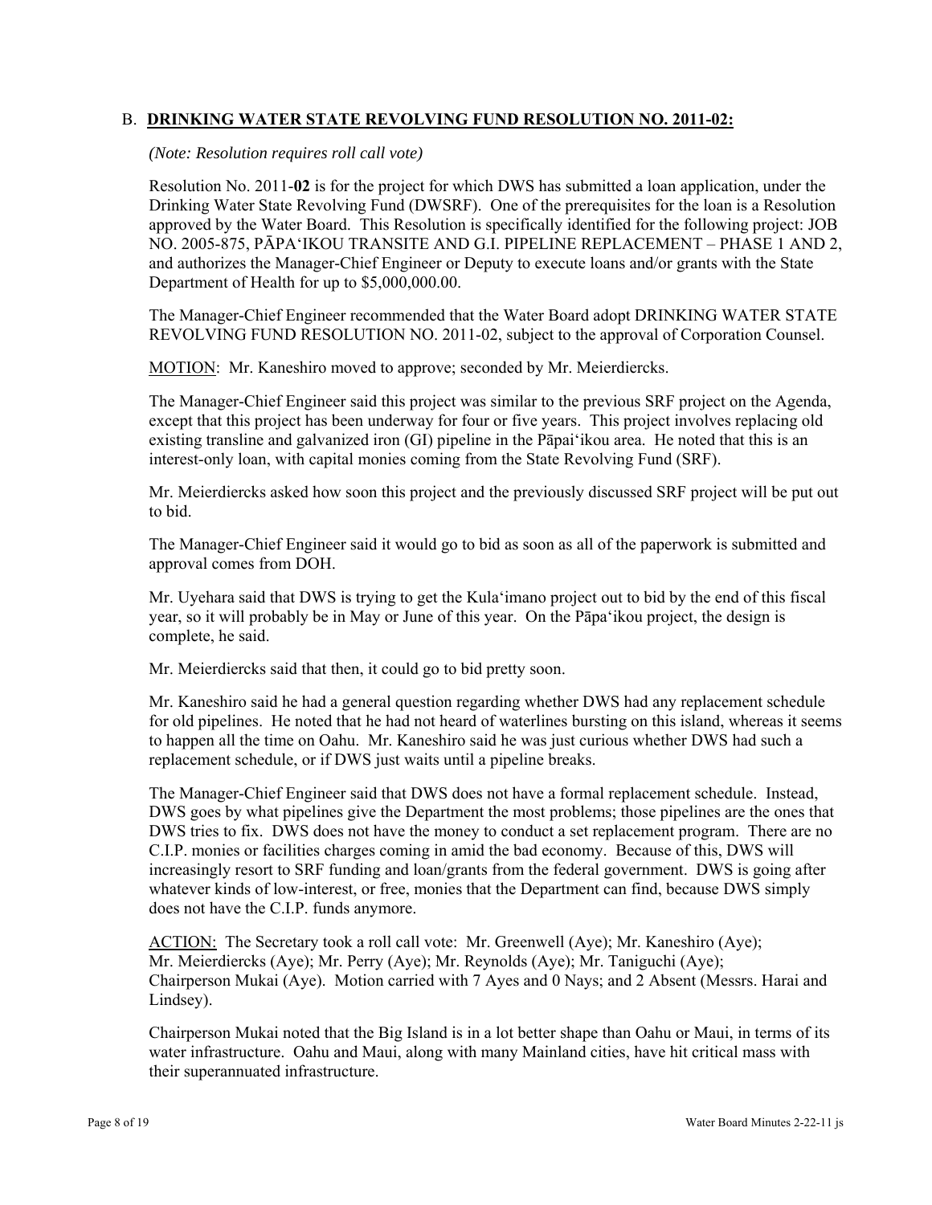B. **<u>DRINKING WATER STATE REVOLVING FUND RESOLUTION NO. 2011-02:</u>**

*(Note: Resolution requires roll call vote)*

Resolution No. 2011-**02** is for the project for which DWS has submitted a loan application, under the Drinking Water State Revolving Fund (DWSRF). One of the prerequisites for the loan is a Resolution approved by the Water Board. This Resolution is specifically identified for the following project: JOB NO. 2005-875, PĀPA'IKOU TRANSITE AND G.I. PIPELINE REPLACEMENT – PHASE 1 AND 2, and authorizes the Manager-Chief Engineer or Deputy to execute loans and/or grants with the State Department of Health for up to $5,000,000.00.

The Manager-Chief Engineer recommended that the Water Board adopt DRINKING WATER STATE REVOLVING FUND RESOLUTION NO. 2011-02, subject to the approval of Corporation Counsel.

<u>MOTION</u>: Mr. Kaneshiro moved to approve; seconded by Mr. Meierdiercks.

The Manager-Chief Engineer said this project was similar to the previous SRF project on the Agenda, except that this project has been underway for four or five years. This project involves replacing old existing transline and galvanized iron (GI) pipeline in the Pāpai'ikou area. He noted that this is an interest-only loan, with capital monies coming from the State Revolving Fund (SRF).

Mr. Meierdiercks asked how soon this project and the previously discussed SRF project will be put out to bid.

The Manager-Chief Engineer said it would go to bid as soon as all of the paperwork is submitted and approval comes from DOH.

Mr. Uyehara said that DWS is trying to get the Kula'imano project out to bid by the end of this fiscal year, so it will probably be in May or June of this year. On the Pāpa'ikou project, the design is complete, he said.

Mr. Meierdiercks said that then, it could go to bid pretty soon.

Mr. Kaneshiro said he had a general question regarding whether DWS had any replacement schedule for old pipelines. He noted that he had not heard of waterlines bursting on this island, whereas it seems to happen all the time on Oahu. Mr. Kaneshiro said he was just curious whether DWS had such a replacement schedule, or if DWS just waits until a pipeline breaks.

The Manager-Chief Engineer said that DWS does not have a formal replacement schedule. Instead, DWS goes by what pipelines give the Department the most problems; those pipelines are the ones that DWS tries to fix. DWS does not have the money to conduct a set replacement program. There are no C.I.P. monies or facilities charges coming in amid the bad economy. Because of this, DWS will increasingly resort to SRF funding and loan/grants from the federal government. DWS is going after whatever kinds of low-interest, or free, monies that the Department can find, because DWS simply does not have the C.I.P. funds anymore.

<u>ACTION:</u> The Secretary took a roll call vote: Mr. Greenwell (Aye); Mr. Kaneshiro (Aye); Mr. Meierdiercks (Aye); Mr. Perry (Aye); Mr. Reynolds (Aye); Mr. Taniguchi (Aye); Chairperson Mukai (Aye). Motion carried with 7 Ayes and 0 Nays; and 2 Absent (Messrs. Harai and Lindsey).

Chairperson Mukai noted that the Big Island is in a lot better shape than Oahu or Maui, in terms of its water infrastructure. Oahu and Maui, along with many Mainland cities, have hit critical mass with their superannuated infrastructure.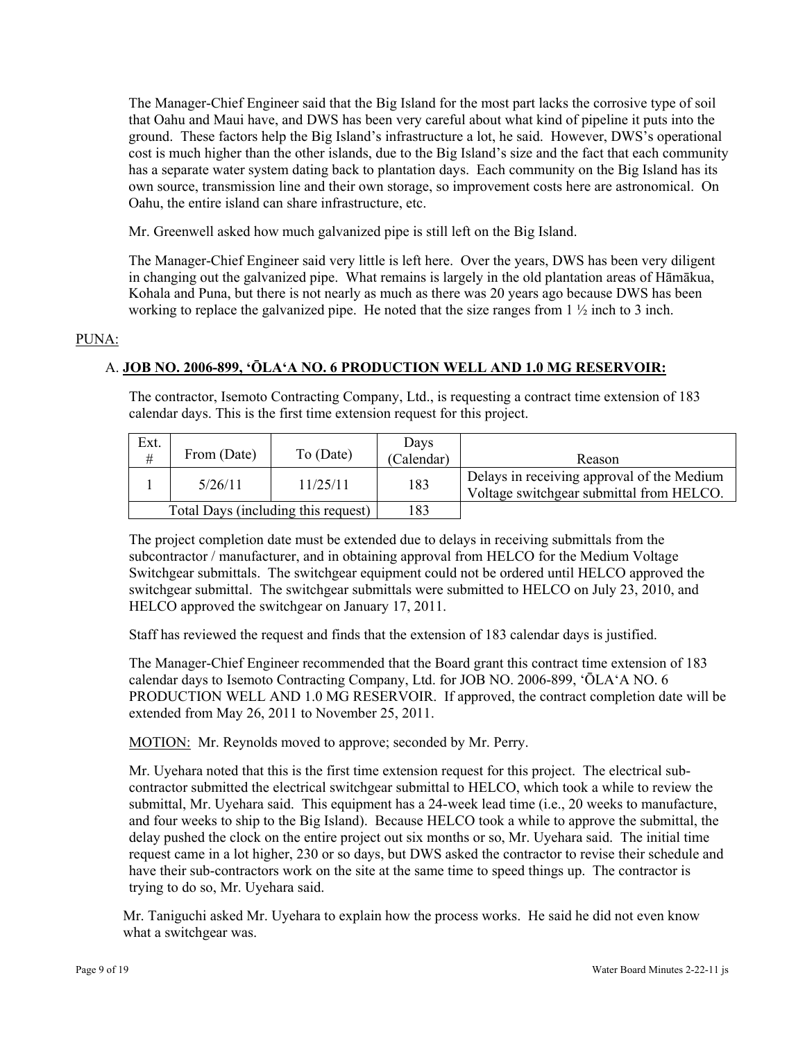The Manager-Chief Engineer said that the Big Island for the most part lacks the corrosive type of soil that Oahu and Maui have, and DWS has been very careful about what kind of pipeline it puts into the ground. These factors help the Big Island's infrastructure a lot, he said. However, DWS's operational cost is much higher than the other islands, due to the Big Island's size and the fact that each community has a separate water system dating back to plantation days. Each community on the Big Island has its own source, transmission line and their own storage, so improvement costs here are astronomical. On Oahu, the entire island can share infrastructure, etc.

Mr. Greenwell asked how much galvanized pipe is still left on the Big Island.

The Manager-Chief Engineer said very little is left here. Over the years, DWS has been very diligent in changing out the galvanized pipe. What remains is largely in the old plantation areas of Hāmākua, Kohala and Puna, but there is not nearly as much as there was 20 years ago because DWS has been working to replace the galvanized pipe. He noted that the size ranges from 1 ½ inch to 3 inch.

PUNA:

A. **JOB NO. 2006-899, ʻŌLAʻA NO. 6 PRODUCTION WELL AND 1.0 MG RESERVOIR:**

The contractor, Isemoto Contracting Company, Ltd., is requesting a contract time extension of 183 calendar days. This is the first time extension request for this project.

| Ext. # | From (Date) | To (Date) | Days (Calendar) | Reason |
|---|---|---|---|---|
| 1 | 5/26/11 | 11/25/11 | 183 | Delays in receiving approval of the Medium Voltage switchgear submittal from HELCO. |
| Total Days (including this request) | | | 183 | |

The project completion date must be extended due to delays in receiving submittals from the subcontractor / manufacturer, and in obtaining approval from HELCO for the Medium Voltage Switchgear submittals. The switchgear equipment could not be ordered until HELCO approved the switchgear submittal. The switchgear submittals were submitted to HELCO on July 23, 2010, and HELCO approved the switchgear on January 17, 2011.

Staff has reviewed the request and finds that the extension of 183 calendar days is justified.

The Manager-Chief Engineer recommended that the Board grant this contract time extension of 183 calendar days to Isemoto Contracting Company, Ltd. for JOB NO. 2006-899, ʻŌLAʻA NO. 6 PRODUCTION WELL AND 1.0 MG RESERVOIR. If approved, the contract completion date will be extended from May 26, 2011 to November 25, 2011.

MOTION: Mr. Reynolds moved to approve; seconded by Mr. Perry.

Mr. Uyehara noted that this is the first time extension request for this project. The electrical sub-contractor submitted the electrical switchgear submittal to HELCO, which took a while to review the submittal, Mr. Uyehara said. This equipment has a 24-week lead time (i.e., 20 weeks to manufacture, and four weeks to ship to the Big Island). Because HELCO took a while to approve the submittal, the delay pushed the clock on the entire project out six months or so, Mr. Uyehara said. The initial time request came in a lot higher, 230 or so days, but DWS asked the contractor to revise their schedule and have their sub-contractors work on the site at the same time to speed things up. The contractor is trying to do so, Mr. Uyehara said.

Mr. Taniguchi asked Mr. Uyehara to explain how the process works. He said he did not even know what a switchgear was.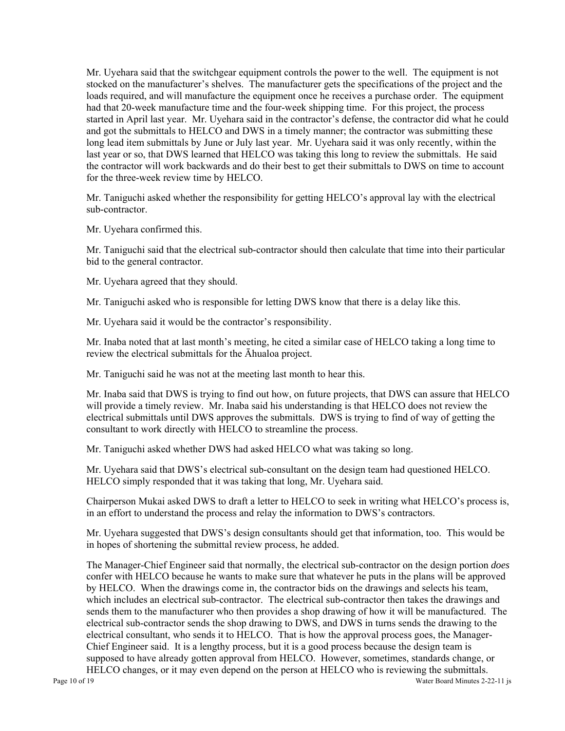Mr. Uyehara said that the switchgear equipment controls the power to the well. The equipment is not stocked on the manufacturer's shelves. The manufacturer gets the specifications of the project and the loads required, and will manufacture the equipment once he receives a purchase order. The equipment had that 20-week manufacture time and the four-week shipping time. For this project, the process started in April last year. Mr. Uyehara said in the contractor's defense, the contractor did what he could and got the submittals to HELCO and DWS in a timely manner; the contractor was submitting these long lead item submittals by June or July last year. Mr. Uyehara said it was only recently, within the last year or so, that DWS learned that HELCO was taking this long to review the submittals. He said the contractor will work backwards and do their best to get their submittals to DWS on time to account for the three-week review time by HELCO.

Mr. Taniguchi asked whether the responsibility for getting HELCO's approval lay with the electrical sub-contractor.

Mr. Uyehara confirmed this.

Mr. Taniguchi said that the electrical sub-contractor should then calculate that time into their particular bid to the general contractor.

Mr. Uyehara agreed that they should.

Mr. Taniguchi asked who is responsible for letting DWS know that there is a delay like this.

Mr. Uyehara said it would be the contractor's responsibility.

Mr. Inaba noted that at last month's meeting, he cited a similar case of HELCO taking a long time to review the electrical submittals for the Āhualoa project.

Mr. Taniguchi said he was not at the meeting last month to hear this.

Mr. Inaba said that DWS is trying to find out how, on future projects, that DWS can assure that HELCO will provide a timely review. Mr. Inaba said his understanding is that HELCO does not review the electrical submittals until DWS approves the submittals. DWS is trying to find of way of getting the consultant to work directly with HELCO to streamline the process.

Mr. Taniguchi asked whether DWS had asked HELCO what was taking so long.

Mr. Uyehara said that DWS's electrical sub-consultant on the design team had questioned HELCO. HELCO simply responded that it was taking that long, Mr. Uyehara said.

Chairperson Mukai asked DWS to draft a letter to HELCO to seek in writing what HELCO's process is, in an effort to understand the process and relay the information to DWS's contractors.

Mr. Uyehara suggested that DWS's design consultants should get that information, too. This would be in hopes of shortening the submittal review process, he added.

The Manager-Chief Engineer said that normally, the electrical sub-contractor on the design portion *does* confer with HELCO because he wants to make sure that whatever he puts in the plans will be approved by HELCO. When the drawings come in, the contractor bids on the drawings and selects his team, which includes an electrical sub-contractor. The electrical sub-contractor then takes the drawings and sends them to the manufacturer who then provides a shop drawing of how it will be manufactured. The electrical sub-contractor sends the shop drawing to DWS, and DWS in turns sends the drawing to the electrical consultant, who sends it to HELCO. That is how the approval process goes, the Manager-Chief Engineer said. It is a lengthy process, but it is a good process because the design team is supposed to have already gotten approval from HELCO. However, sometimes, standards change, or HELCO changes, or it may even depend on the person at HELCO who is reviewing the submittals.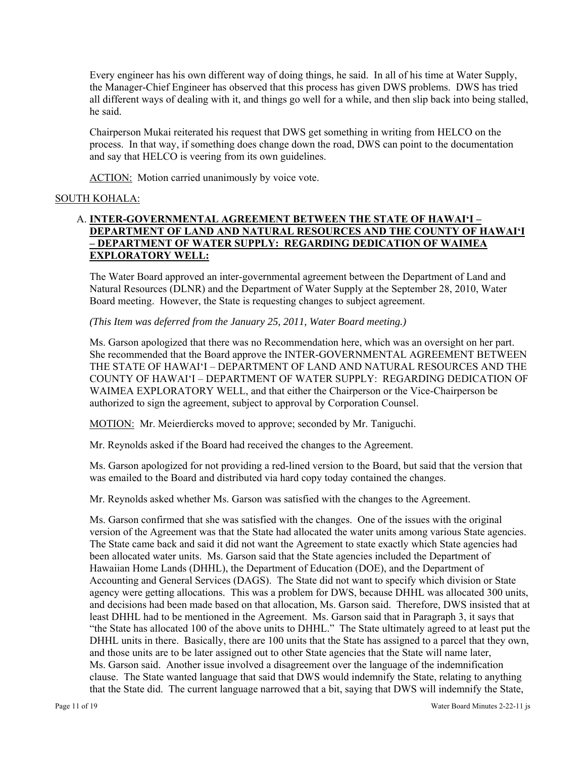Every engineer has his own different way of doing things, he said. In all of his time at Water Supply, the Manager-Chief Engineer has observed that this process has given DWS problems. DWS has tried all different ways of dealing with it, and things go well for a while, and then slip back into being stalled, he said.

Chairperson Mukai reiterated his request that DWS get something in writing from HELCO on the process. In that way, if something does change down the road, DWS can point to the documentation and say that HELCO is veering from its own guidelines.

ACTION: Motion carried unanimously by voice vote.

SOUTH KOHALA:

A. **INTER-GOVERNMENTAL AGREEMENT BETWEEN THE STATE OF HAWAI'I – DEPARTMENT OF LAND AND NATURAL RESOURCES AND THE COUNTY OF HAWAI'I – DEPARTMENT OF WATER SUPPLY: REGARDING DEDICATION OF WAIMEA EXPLORATORY WELL:**

The Water Board approved an inter-governmental agreement between the Department of Land and Natural Resources (DLNR) and the Department of Water Supply at the September 28, 2010, Water Board meeting. However, the State is requesting changes to subject agreement.

*(This Item was deferred from the January 25, 2011, Water Board meeting.)*

Ms. Garson apologized that there was no Recommendation here, which was an oversight on her part. She recommended that the Board approve the INTER-GOVERNMENTAL AGREEMENT BETWEEN THE STATE OF HAWAI'I – DEPARTMENT OF LAND AND NATURAL RESOURCES AND THE COUNTY OF HAWAI'I – DEPARTMENT OF WATER SUPPLY: REGARDING DEDICATION OF WAIMEA EXPLORATORY WELL, and that either the Chairperson or the Vice-Chairperson be authorized to sign the agreement, subject to approval by Corporation Counsel.

MOTION: Mr. Meierdiercks moved to approve; seconded by Mr. Taniguchi.

Mr. Reynolds asked if the Board had received the changes to the Agreement.

Ms. Garson apologized for not providing a red-lined version to the Board, but said that the version that was emailed to the Board and distributed via hard copy today contained the changes.

Mr. Reynolds asked whether Ms. Garson was satisfied with the changes to the Agreement.

Ms. Garson confirmed that she was satisfied with the changes. One of the issues with the original version of the Agreement was that the State had allocated the water units among various State agencies. The State came back and said it did not want the Agreement to state exactly which State agencies had been allocated water units. Ms. Garson said that the State agencies included the Department of Hawaiian Home Lands (DHHL), the Department of Education (DOE), and the Department of Accounting and General Services (DAGS). The State did not want to specify which division or State agency were getting allocations. This was a problem for DWS, because DHHL was allocated 300 units, and decisions had been made based on that allocation, Ms. Garson said. Therefore, DWS insisted that at least DHHL had to be mentioned in the Agreement. Ms. Garson said that in Paragraph 3, it says that "the State has allocated 100 of the above units to DHHL." The State ultimately agreed to at least put the DHHL units in there. Basically, there are 100 units that the State has assigned to a parcel that they own, and those units are to be later assigned out to other State agencies that the State will name later, Ms. Garson said. Another issue involved a disagreement over the language of the indemnification clause. The State wanted language that said that DWS would indemnify the State, relating to anything that the State did. The current language narrowed that a bit, saying that DWS will indemnify the State,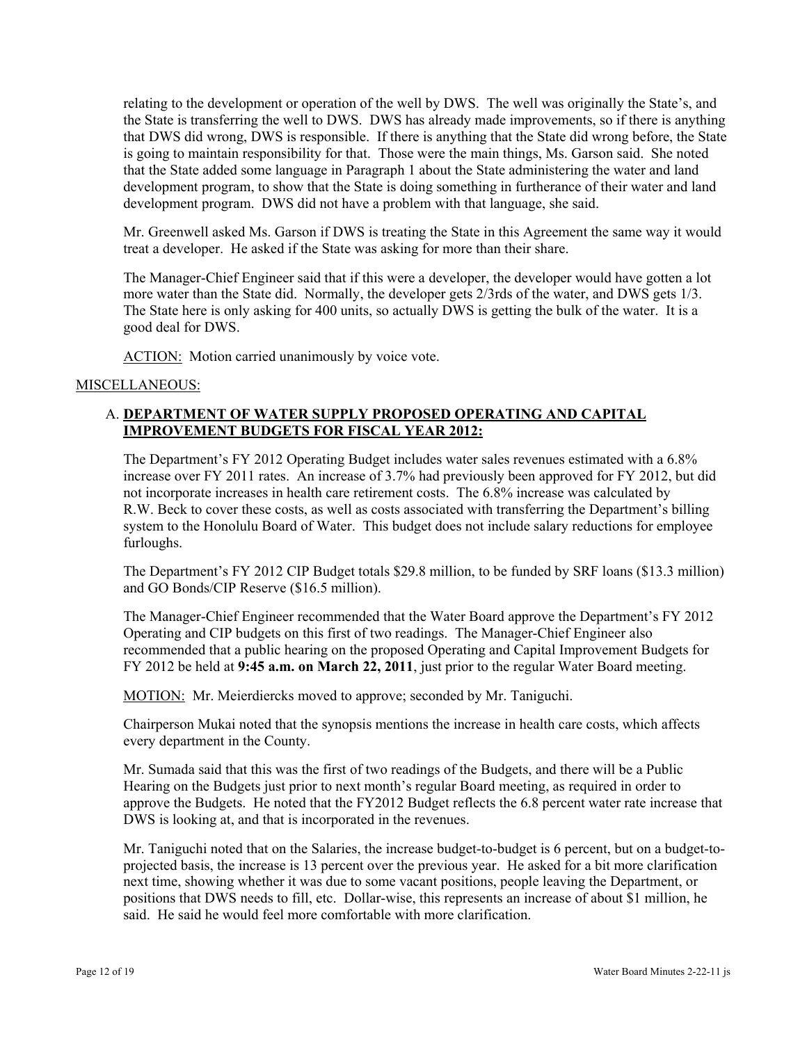relating to the development or operation of the well by DWS. The well was originally the State's, and the State is transferring the well to DWS. DWS has already made improvements, so if there is anything that DWS did wrong, DWS is responsible. If there is anything that the State did wrong before, the State is going to maintain responsibility for that. Those were the main things, Ms. Garson said. She noted that the State added some language in Paragraph 1 about the State administering the water and land development program, to show that the State is doing something in furtherance of their water and land development program. DWS did not have a problem with that language, she said.

Mr. Greenwell asked Ms. Garson if DWS is treating the State in this Agreement the same way it would treat a developer. He asked if the State was asking for more than their share.

The Manager-Chief Engineer said that if this were a developer, the developer would have gotten a lot more water than the State did. Normally, the developer gets 2/3rds of the water, and DWS gets 1/3. The State here is only asking for 400 units, so actually DWS is getting the bulk of the water. It is a good deal for DWS.

<u>ACTION:</u> Motion carried unanimously by voice vote.

<u>MISCELLANEOUS:</u>

A. **<u>DEPARTMENT OF WATER SUPPLY PROPOSED OPERATING AND CAPITAL IMPROVEMENT BUDGETS FOR FISCAL YEAR 2012:</u>**

The Department's FY 2012 Operating Budget includes water sales revenues estimated with a 6.8% increase over FY 2011 rates. An increase of 3.7% had previously been approved for FY 2012, but did not incorporate increases in health care retirement costs. The 6.8% increase was calculated by R.W. Beck to cover these costs, as well as costs associated with transferring the Department's billing system to the Honolulu Board of Water. This budget does not include salary reductions for employee furloughs.

The Department's FY 2012 CIP Budget totals $29.8 million, to be funded by SRF loans ($13.3 million) and GO Bonds/CIP Reserve ($16.5 million).

The Manager-Chief Engineer recommended that the Water Board approve the Department's FY 2012 Operating and CIP budgets on this first of two readings. The Manager-Chief Engineer also recommended that a public hearing on the proposed Operating and Capital Improvement Budgets for FY 2012 be held at **9:45 a.m. on March 22, 2011**, just prior to the regular Water Board meeting.

<u>MOTION:</u> Mr. Meierdiercks moved to approve; seconded by Mr. Taniguchi.

Chairperson Mukai noted that the synopsis mentions the increase in health care costs, which affects every department in the County.

Mr. Sumada said that this was the first of two readings of the Budgets, and there will be a Public Hearing on the Budgets just prior to next month's regular Board meeting, as required in order to approve the Budgets. He noted that the FY2012 Budget reflects the 6.8 percent water rate increase that DWS is looking at, and that is incorporated in the revenues.

Mr. Taniguchi noted that on the Salaries, the increase budget-to-budget is 6 percent, but on a budget-to-projected basis, the increase is 13 percent over the previous year. He asked for a bit more clarification next time, showing whether it was due to some vacant positions, people leaving the Department, or positions that DWS needs to fill, etc. Dollar-wise, this represents an increase of about $1 million, he said. He said he would feel more comfortable with more clarification.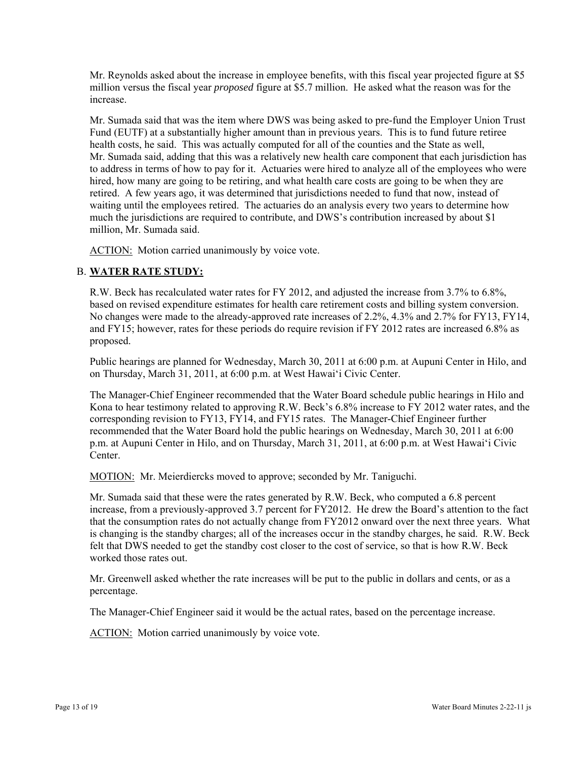Mr. Reynolds asked about the increase in employee benefits, with this fiscal year projected figure at $5 million versus the fiscal year *proposed* figure at $5.7 million. He asked what the reason was for the increase.

Mr. Sumada said that was the item where DWS was being asked to pre-fund the Employer Union Trust Fund (EUTF) at a substantially higher amount than in previous years. This is to fund future retiree health costs, he said. This was actually computed for all of the counties and the State as well, Mr. Sumada said, adding that this was a relatively new health care component that each jurisdiction has to address in terms of how to pay for it. Actuaries were hired to analyze all of the employees who were hired, how many are going to be retiring, and what health care costs are going to be when they are retired. A few years ago, it was determined that jurisdictions needed to fund that now, instead of waiting until the employees retired. The actuaries do an analysis every two years to determine how much the jurisdictions are required to contribute, and DWS's contribution increased by about $1 million, Mr. Sumada said.

ACTION: Motion carried unanimously by voice vote.

## B. **WATER RATE STUDY:**

R.W. Beck has recalculated water rates for FY 2012, and adjusted the increase from 3.7% to 6.8%, based on revised expenditure estimates for health care retirement costs and billing system conversion. No changes were made to the already-approved rate increases of 2.2%, 4.3% and 2.7% for FY13, FY14, and FY15; however, rates for these periods do require revision if FY 2012 rates are increased 6.8% as proposed.

Public hearings are planned for Wednesday, March 30, 2011 at 6:00 p.m. at Aupuni Center in Hilo, and on Thursday, March 31, 2011, at 6:00 p.m. at West Hawai'i Civic Center.

The Manager-Chief Engineer recommended that the Water Board schedule public hearings in Hilo and Kona to hear testimony related to approving R.W. Beck's 6.8% increase to FY 2012 water rates, and the corresponding revision to FY13, FY14, and FY15 rates. The Manager-Chief Engineer further recommended that the Water Board hold the public hearings on Wednesday, March 30, 2011 at 6:00 p.m. at Aupuni Center in Hilo, and on Thursday, March 31, 2011, at 6:00 p.m. at West Hawai'i Civic Center.

MOTION: Mr. Meierdiercks moved to approve; seconded by Mr. Taniguchi.

Mr. Sumada said that these were the rates generated by R.W. Beck, who computed a 6.8 percent increase, from a previously-approved 3.7 percent for FY2012. He drew the Board's attention to the fact that the consumption rates do not actually change from FY2012 onward over the next three years. What is changing is the standby charges; all of the increases occur in the standby charges, he said. R.W. Beck felt that DWS needed to get the standby cost closer to the cost of service, so that is how R.W. Beck worked those rates out.

Mr. Greenwell asked whether the rate increases will be put to the public in dollars and cents, or as a percentage.

The Manager-Chief Engineer said it would be the actual rates, based on the percentage increase.

ACTION: Motion carried unanimously by voice vote.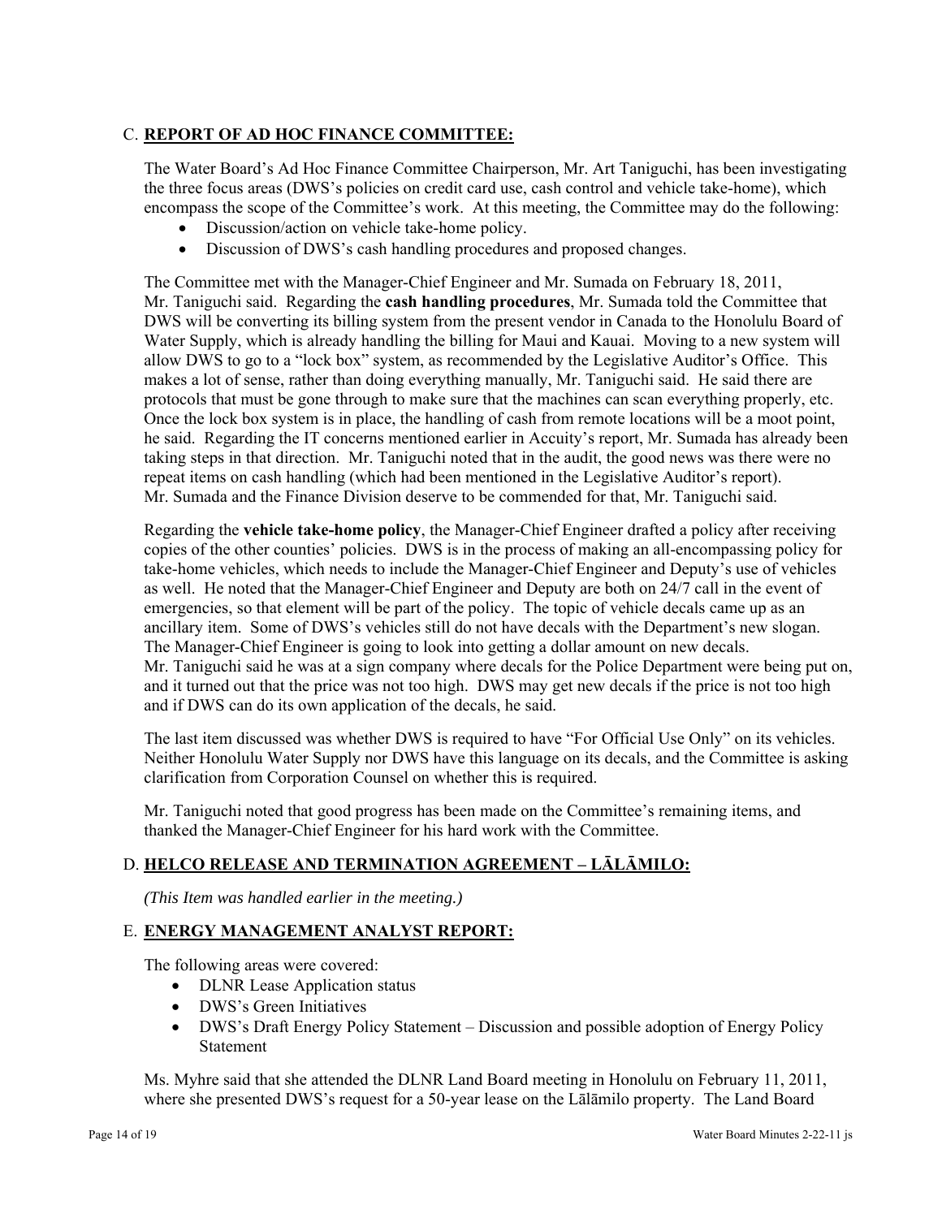## C. **REPORT OF AD HOC FINANCE COMMITTEE:**

The Water Board's Ad Hoc Finance Committee Chairperson, Mr. Art Taniguchi, has been investigating the three focus areas (DWS's policies on credit card use, cash control and vehicle take-home), which encompass the scope of the Committee's work. At this meeting, the Committee may do the following:

- Discussion/action on vehicle take-home policy.
- Discussion of DWS's cash handling procedures and proposed changes.

The Committee met with the Manager-Chief Engineer and Mr. Sumada on February 18, 2011, Mr. Taniguchi said. Regarding the **cash handling procedures**, Mr. Sumada told the Committee that DWS will be converting its billing system from the present vendor in Canada to the Honolulu Board of Water Supply, which is already handling the billing for Maui and Kauai. Moving to a new system will allow DWS to go to a "lock box" system, as recommended by the Legislative Auditor's Office. This makes a lot of sense, rather than doing everything manually, Mr. Taniguchi said. He said there are protocols that must be gone through to make sure that the machines can scan everything properly, etc. Once the lock box system is in place, the handling of cash from remote locations will be a moot point, he said. Regarding the IT concerns mentioned earlier in Accuity's report, Mr. Sumada has already been taking steps in that direction. Mr. Taniguchi noted that in the audit, the good news was there were no repeat items on cash handling (which had been mentioned in the Legislative Auditor's report). Mr. Sumada and the Finance Division deserve to be commended for that, Mr. Taniguchi said.

Regarding the **vehicle take-home policy**, the Manager-Chief Engineer drafted a policy after receiving copies of the other counties' policies. DWS is in the process of making an all-encompassing policy for take-home vehicles, which needs to include the Manager-Chief Engineer and Deputy's use of vehicles as well. He noted that the Manager-Chief Engineer and Deputy are both on 24/7 call in the event of emergencies, so that element will be part of the policy. The topic of vehicle decals came up as an ancillary item. Some of DWS's vehicles still do not have decals with the Department's new slogan. The Manager-Chief Engineer is going to look into getting a dollar amount on new decals. Mr. Taniguchi said he was at a sign company where decals for the Police Department were being put on, and it turned out that the price was not too high. DWS may get new decals if the price is not too high and if DWS can do its own application of the decals, he said.

The last item discussed was whether DWS is required to have "For Official Use Only" on its vehicles. Neither Honolulu Water Supply nor DWS have this language on its decals, and the Committee is asking clarification from Corporation Counsel on whether this is required.

Mr. Taniguchi noted that good progress has been made on the Committee's remaining items, and thanked the Manager-Chief Engineer for his hard work with the Committee.

## D. **HELCO RELEASE AND TERMINATION AGREEMENT – LĀLĀMILO:**

*(This Item was handled earlier in the meeting.)*

## E. **ENERGY MANAGEMENT ANALYST REPORT:**

The following areas were covered:

- DLNR Lease Application status
- DWS's Green Initiatives
- DWS's Draft Energy Policy Statement – Discussion and possible adoption of Energy Policy Statement

Ms. Myhre said that she attended the DLNR Land Board meeting in Honolulu on February 11, 2011, where she presented DWS's request for a 50-year lease on the Lālāmilo property. The Land Board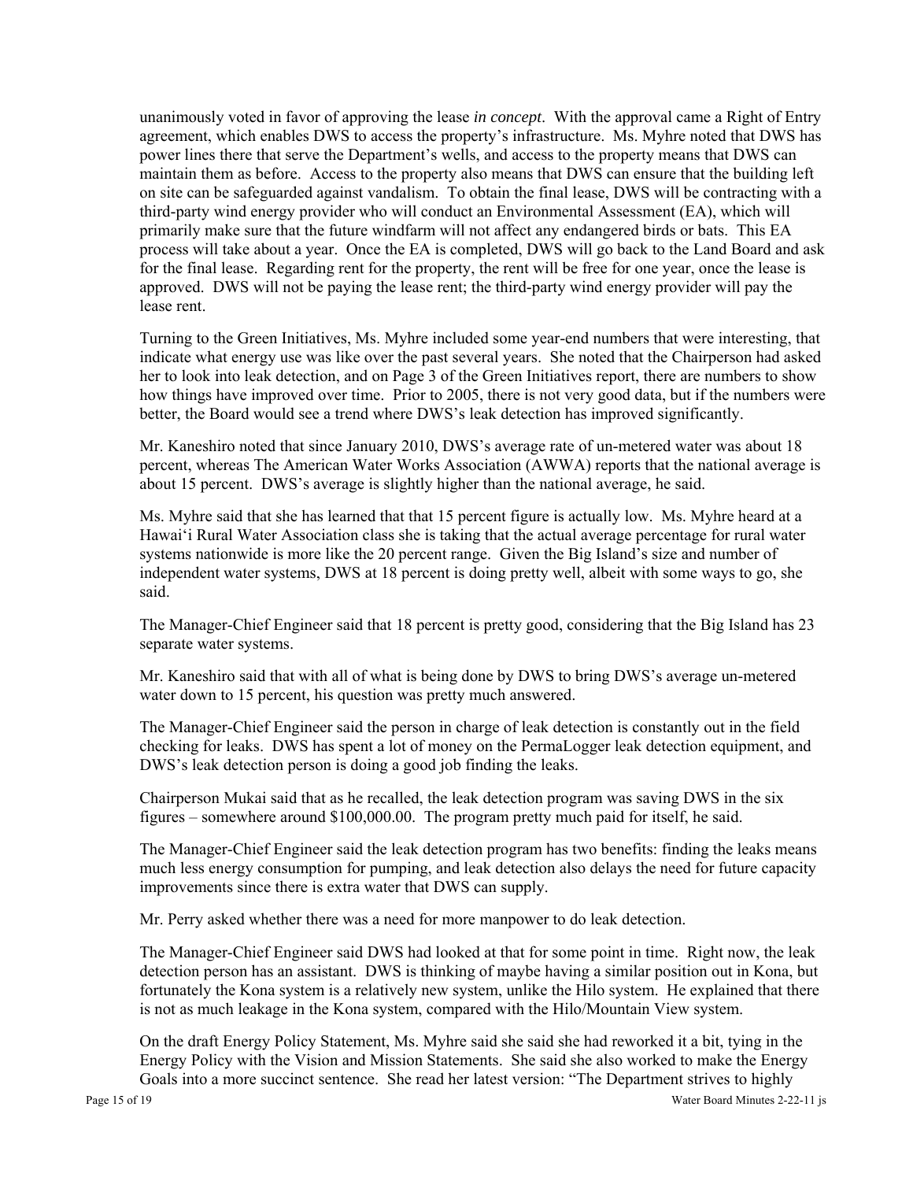unanimously voted in favor of approving the lease *in concept*. With the approval came a Right of Entry agreement, which enables DWS to access the property's infrastructure. Ms. Myhre noted that DWS has power lines there that serve the Department's wells, and access to the property means that DWS can maintain them as before. Access to the property also means that DWS can ensure that the building left on site can be safeguarded against vandalism. To obtain the final lease, DWS will be contracting with a third-party wind energy provider who will conduct an Environmental Assessment (EA), which will primarily make sure that the future windfarm will not affect any endangered birds or bats. This EA process will take about a year. Once the EA is completed, DWS will go back to the Land Board and ask for the final lease. Regarding rent for the property, the rent will be free for one year, once the lease is approved. DWS will not be paying the lease rent; the third-party wind energy provider will pay the lease rent.

Turning to the Green Initiatives, Ms. Myhre included some year-end numbers that were interesting, that indicate what energy use was like over the past several years. She noted that the Chairperson had asked her to look into leak detection, and on Page 3 of the Green Initiatives report, there are numbers to show how things have improved over time. Prior to 2005, there is not very good data, but if the numbers were better, the Board would see a trend where DWS's leak detection has improved significantly.

Mr. Kaneshiro noted that since January 2010, DWS's average rate of un-metered water was about 18 percent, whereas The American Water Works Association (AWWA) reports that the national average is about 15 percent. DWS's average is slightly higher than the national average, he said.

Ms. Myhre said that she has learned that that 15 percent figure is actually low. Ms. Myhre heard at a Hawai'i Rural Water Association class she is taking that the actual average percentage for rural water systems nationwide is more like the 20 percent range. Given the Big Island's size and number of independent water systems, DWS at 18 percent is doing pretty well, albeit with some ways to go, she said.

The Manager-Chief Engineer said that 18 percent is pretty good, considering that the Big Island has 23 separate water systems.

Mr. Kaneshiro said that with all of what is being done by DWS to bring DWS's average un-metered water down to 15 percent, his question was pretty much answered.

The Manager-Chief Engineer said the person in charge of leak detection is constantly out in the field checking for leaks. DWS has spent a lot of money on the PermaLogger leak detection equipment, and DWS's leak detection person is doing a good job finding the leaks.

Chairperson Mukai said that as he recalled, the leak detection program was saving DWS in the six figures – somewhere around $100,000.00. The program pretty much paid for itself, he said.

The Manager-Chief Engineer said the leak detection program has two benefits: finding the leaks means much less energy consumption for pumping, and leak detection also delays the need for future capacity improvements since there is extra water that DWS can supply.

Mr. Perry asked whether there was a need for more manpower to do leak detection.

The Manager-Chief Engineer said DWS had looked at that for some point in time. Right now, the leak detection person has an assistant. DWS is thinking of maybe having a similar position out in Kona, but fortunately the Kona system is a relatively new system, unlike the Hilo system. He explained that there is not as much leakage in the Kona system, compared with the Hilo/Mountain View system.

On the draft Energy Policy Statement, Ms. Myhre said she said she had reworked it a bit, tying in the Energy Policy with the Vision and Mission Statements. She said she also worked to make the Energy Goals into a more succinct sentence. She read her latest version: "The Department strives to highly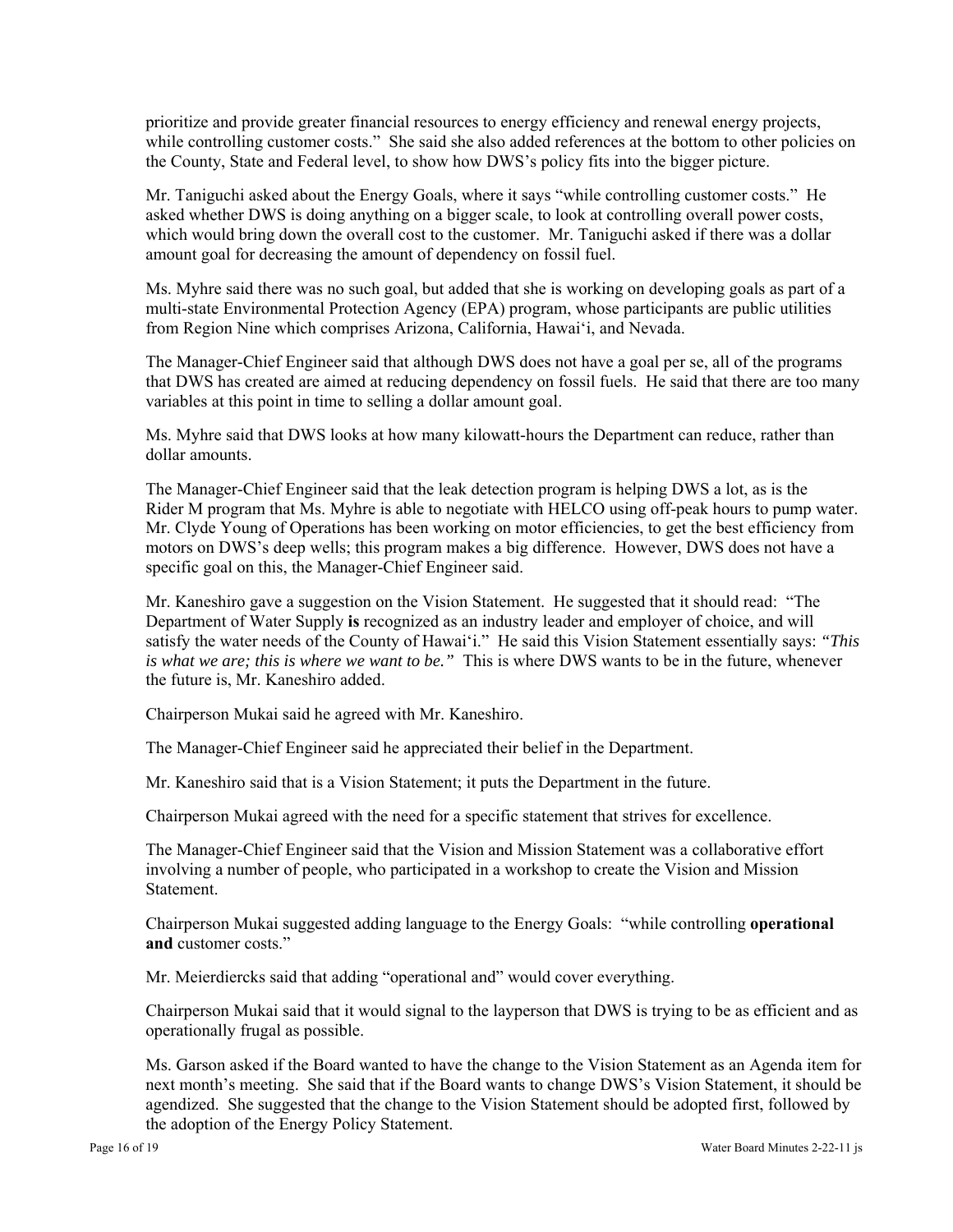prioritize and provide greater financial resources to energy efficiency and renewal energy projects, while controlling customer costs." She said she also added references at the bottom to other policies on the County, State and Federal level, to show how DWS's policy fits into the bigger picture.

Mr. Taniguchi asked about the Energy Goals, where it says "while controlling customer costs." He asked whether DWS is doing anything on a bigger scale, to look at controlling overall power costs, which would bring down the overall cost to the customer. Mr. Taniguchi asked if there was a dollar amount goal for decreasing the amount of dependency on fossil fuel.

Ms. Myhre said there was no such goal, but added that she is working on developing goals as part of a multi-state Environmental Protection Agency (EPA) program, whose participants are public utilities from Region Nine which comprises Arizona, California, Hawai'i, and Nevada.

The Manager-Chief Engineer said that although DWS does not have a goal per se, all of the programs that DWS has created are aimed at reducing dependency on fossil fuels. He said that there are too many variables at this point in time to selling a dollar amount goal.

Ms. Myhre said that DWS looks at how many kilowatt-hours the Department can reduce, rather than dollar amounts.

The Manager-Chief Engineer said that the leak detection program is helping DWS a lot, as is the Rider M program that Ms. Myhre is able to negotiate with HELCO using off-peak hours to pump water. Mr. Clyde Young of Operations has been working on motor efficiencies, to get the best efficiency from motors on DWS's deep wells; this program makes a big difference. However, DWS does not have a specific goal on this, the Manager-Chief Engineer said.

Mr. Kaneshiro gave a suggestion on the Vision Statement. He suggested that it should read: "The Department of Water Supply **is** recognized as an industry leader and employer of choice, and will satisfy the water needs of the County of Hawai'i." He said this Vision Statement essentially says: *"This is what we are; this is where we want to be."* This is where DWS wants to be in the future, whenever the future is, Mr. Kaneshiro added.

Chairperson Mukai said he agreed with Mr. Kaneshiro.

The Manager-Chief Engineer said he appreciated their belief in the Department.

Mr. Kaneshiro said that is a Vision Statement; it puts the Department in the future.

Chairperson Mukai agreed with the need for a specific statement that strives for excellence.

The Manager-Chief Engineer said that the Vision and Mission Statement was a collaborative effort involving a number of people, who participated in a workshop to create the Vision and Mission Statement.

Chairperson Mukai suggested adding language to the Energy Goals: "while controlling **operational and** customer costs."

Mr. Meierdiercks said that adding "operational and" would cover everything.

Chairperson Mukai said that it would signal to the layperson that DWS is trying to be as efficient and as operationally frugal as possible.

Ms. Garson asked if the Board wanted to have the change to the Vision Statement as an Agenda item for next month's meeting. She said that if the Board wants to change DWS's Vision Statement, it should be agendized. She suggested that the change to the Vision Statement should be adopted first, followed by the adoption of the Energy Policy Statement.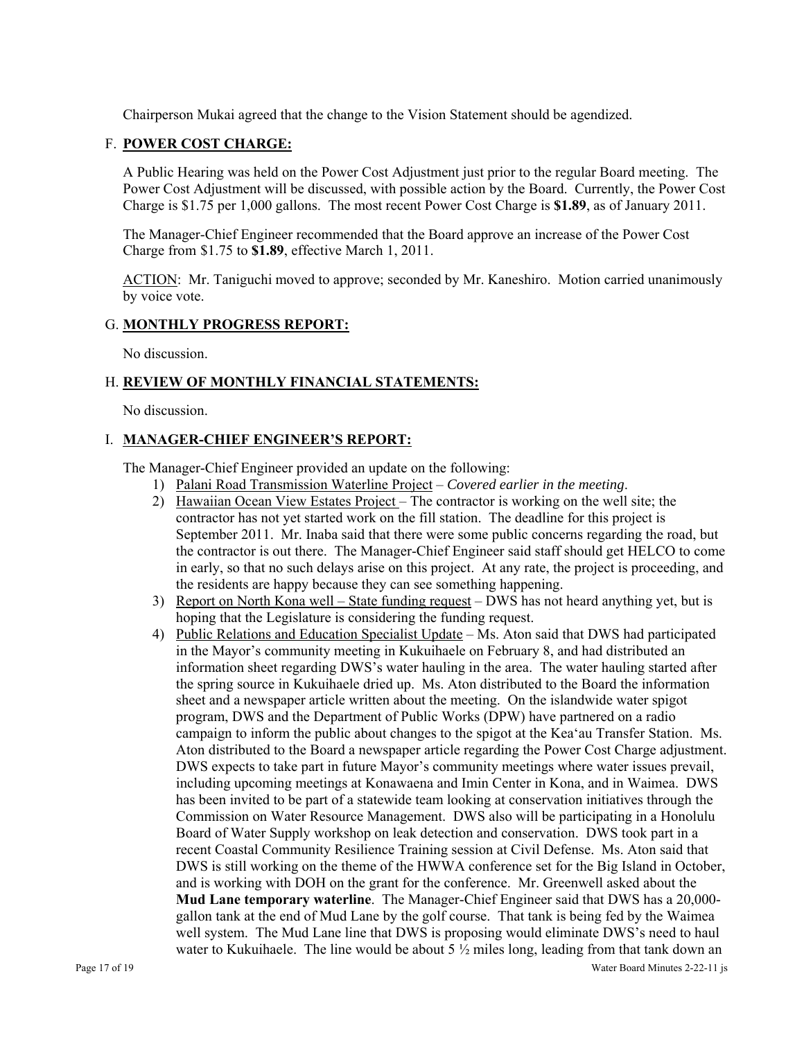Chairperson Mukai agreed that the change to the Vision Statement should be agendized.

F. **POWER COST CHARGE:**

A Public Hearing was held on the Power Cost Adjustment just prior to the regular Board meeting. The Power Cost Adjustment will be discussed, with possible action by the Board. Currently, the Power Cost Charge is $1.75 per 1,000 gallons. The most recent Power Cost Charge is **$1.89**, as of January 2011.

The Manager-Chief Engineer recommended that the Board approve an increase of the Power Cost Charge from $1.75 to **$1.89**, effective March 1, 2011.

ACTION: Mr. Taniguchi moved to approve; seconded by Mr. Kaneshiro. Motion carried unanimously by voice vote.

G. **MONTHLY PROGRESS REPORT:**

No discussion.

H. **REVIEW OF MONTHLY FINANCIAL STATEMENTS:**

No discussion.

I. **MANAGER-CHIEF ENGINEER'S REPORT:**

The Manager-Chief Engineer provided an update on the following:

1) Palani Road Transmission Waterline Project – *Covered earlier in the meeting*.
2) Hawaiian Ocean View Estates Project – The contractor is working on the well site; the contractor has not yet started work on the fill station. The deadline for this project is September 2011. Mr. Inaba said that there were some public concerns regarding the road, but the contractor is out there. The Manager-Chief Engineer said staff should get HELCO to come in early, so that no such delays arise on this project. At any rate, the project is proceeding, and the residents are happy because they can see something happening.
3) Report on North Kona well – State funding request – DWS has not heard anything yet, but is hoping that the Legislature is considering the funding request.
4) Public Relations and Education Specialist Update – Ms. Aton said that DWS had participated in the Mayor's community meeting in Kukuihaele on February 8, and had distributed an information sheet regarding DWS's water hauling in the area. The water hauling started after the spring source in Kukuihaele dried up. Ms. Aton distributed to the Board the information sheet and a newspaper article written about the meeting. On the islandwide water spigot program, DWS and the Department of Public Works (DPW) have partnered on a radio campaign to inform the public about changes to the spigot at the Kea'au Transfer Station. Ms. Aton distributed to the Board a newspaper article regarding the Power Cost Charge adjustment. DWS expects to take part in future Mayor's community meetings where water issues prevail, including upcoming meetings at Konawaena and Imin Center in Kona, and in Waimea. DWS has been invited to be part of a statewide team looking at conservation initiatives through the Commission on Water Resource Management. DWS also will be participating in a Honolulu Board of Water Supply workshop on leak detection and conservation. DWS took part in a recent Coastal Community Resilience Training session at Civil Defense. Ms. Aton said that DWS is still working on the theme of the HWWA conference set for the Big Island in October, and is working with DOH on the grant for the conference. Mr. Greenwell asked about the **Mud Lane temporary waterline**. The Manager-Chief Engineer said that DWS has a 20,000-gallon tank at the end of Mud Lane by the golf course. That tank is being fed by the Waimea well system. The Mud Lane line that DWS is proposing would eliminate DWS's need to haul water to Kukuihaele. The line would be about 5 ½ miles long, leading from that tank down an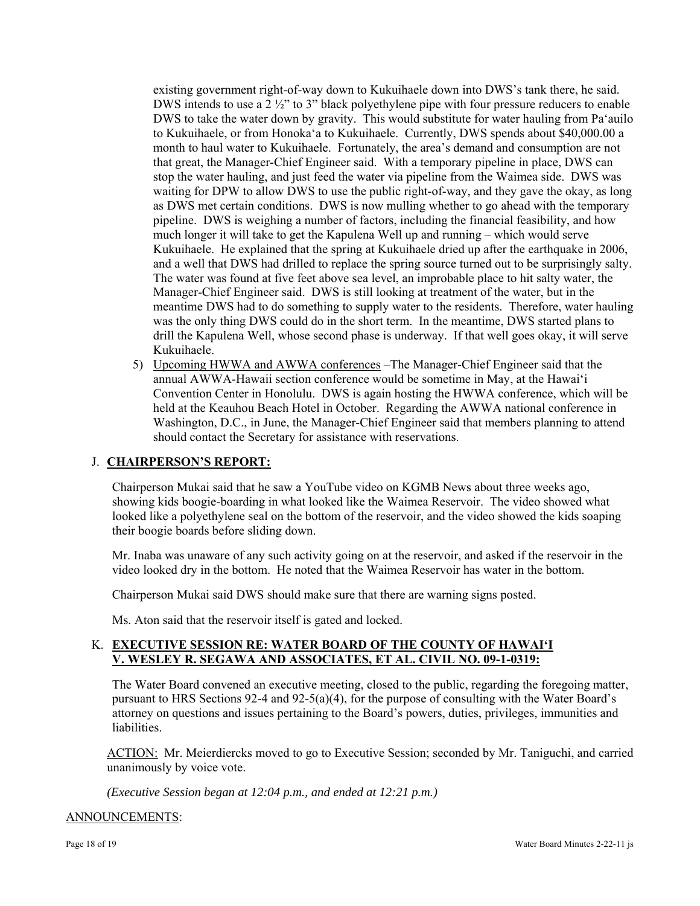existing government right-of-way down to Kukuihaele down into DWS's tank there, he said. DWS intends to use a 2 ½" to 3" black polyethylene pipe with four pressure reducers to enable DWS to take the water down by gravity. This would substitute for water hauling from Pa'auilo to Kukuihaele, or from Honoka'a to Kukuihaele. Currently, DWS spends about $40,000.00 a month to haul water to Kukuihaele. Fortunately, the area's demand and consumption are not that great, the Manager-Chief Engineer said. With a temporary pipeline in place, DWS can stop the water hauling, and just feed the water via pipeline from the Waimea side. DWS was waiting for DPW to allow DWS to use the public right-of-way, and they gave the okay, as long as DWS met certain conditions. DWS is now mulling whether to go ahead with the temporary pipeline. DWS is weighing a number of factors, including the financial feasibility, and how much longer it will take to get the Kapulena Well up and running – which would serve Kukuihaele. He explained that the spring at Kukuihaele dried up after the earthquake in 2006, and a well that DWS had drilled to replace the spring source turned out to be surprisingly salty. The water was found at five feet above sea level, an improbable place to hit salty water, the Manager-Chief Engineer said. DWS is still looking at treatment of the water, but in the meantime DWS had to do something to supply water to the residents. Therefore, water hauling was the only thing DWS could do in the short term. In the meantime, DWS started plans to drill the Kapulena Well, whose second phase is underway. If that well goes okay, it will serve Kukuihaele.

5) Upcoming HWWA and AWWA conferences –The Manager-Chief Engineer said that the annual AWWA-Hawaii section conference would be sometime in May, at the Hawai'i Convention Center in Honolulu. DWS is again hosting the HWWA conference, which will be held at the Keauhou Beach Hotel in October. Regarding the AWWA national conference in Washington, D.C., in June, the Manager-Chief Engineer said that members planning to attend should contact the Secretary for assistance with reservations.

## J. **CHAIRPERSON'S REPORT:**

Chairperson Mukai said that he saw a YouTube video on KGMB News about three weeks ago, showing kids boogie-boarding in what looked like the Waimea Reservoir. The video showed what looked like a polyethylene seal on the bottom of the reservoir, and the video showed the kids soaping their boogie boards before sliding down.

Mr. Inaba was unaware of any such activity going on at the reservoir, and asked if the reservoir in the video looked dry in the bottom. He noted that the Waimea Reservoir has water in the bottom.

Chairperson Mukai said DWS should make sure that there are warning signs posted.

Ms. Aton said that the reservoir itself is gated and locked.

## K. **EXECUTIVE SESSION RE: WATER BOARD OF THE COUNTY OF HAWAI'I V. WESLEY R. SEGAWA AND ASSOCIATES, ET AL. CIVIL NO. 09-1-0319:**

The Water Board convened an executive meeting, closed to the public, regarding the foregoing matter, pursuant to HRS Sections 92-4 and 92-5(a)(4), for the purpose of consulting with the Water Board's attorney on questions and issues pertaining to the Board's powers, duties, privileges, immunities and liabilities.

ACTION: Mr. Meierdiercks moved to go to Executive Session; seconded by Mr. Taniguchi, and carried unanimously by voice vote.

*(Executive Session began at 12:04 p.m., and ended at 12:21 p.m.)*

ANNOUNCEMENTS: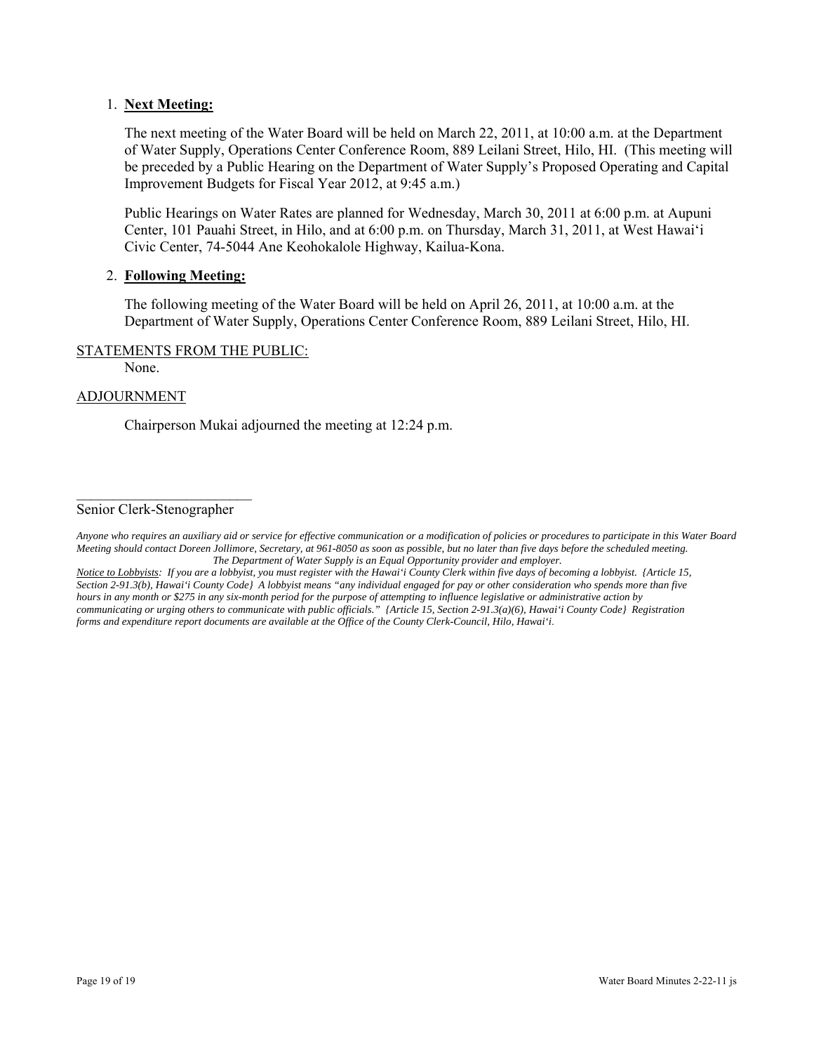1. **Next Meeting:**

   The next meeting of the Water Board will be held on March 22, 2011, at 10:00 a.m. at the Department of Water Supply, Operations Center Conference Room, 889 Leilani Street, Hilo, HI. (This meeting will be preceded by a Public Hearing on the Department of Water Supply's Proposed Operating and Capital Improvement Budgets for Fiscal Year 2012, at 9:45 a.m.)

   Public Hearings on Water Rates are planned for Wednesday, March 30, 2011 at 6:00 p.m. at Aupuni Center, 101 Pauahi Street, in Hilo, and at 6:00 p.m. on Thursday, March 31, 2011, at West Hawai'i Civic Center, 74-5044 Ane Keohokalole Highway, Kailua-Kona.

2. **Following Meeting:**

   The following meeting of the Water Board will be held on April 26, 2011, at 10:00 a.m. at the Department of Water Supply, Operations Center Conference Room, 889 Leilani Street, Hilo, HI.

<u>STATEMENTS FROM THE PUBLIC:</u>

None.

<u>ADJOURNMENT</u>

Chairperson Mukai adjourned the meeting at 12:24 p.m.

\_\_\_\_\_\_\_\_\_\_\_\_\_\_\_\_\_\_\_\_\_\_\_\_\_

Senior Clerk-Stenographer

*Anyone who requires an auxiliary aid or service for effective communication or a modification of policies or procedures to participate in this Water Board Meeting should contact Doreen Jollimore, Secretary, at 961-8050 as soon as possible, but no later than five days before the scheduled meeting. The Department of Water Supply is an Equal Opportunity provider and employer.*

*<u>Notice to Lobbyists</u>: If you are a lobbyist, you must register with the Hawai'i County Clerk within five days of becoming a lobbyist. {Article 15, Section 2-91.3(b), Hawai'i County Code} A lobbyist means "any individual engaged for pay or other consideration who spends more than five hours in any month or $275 in any six-month period for the purpose of attempting to influence legislative or administrative action by communicating or urging others to communicate with public officials." {Article 15, Section 2-91.3(a)(6), Hawai'i County Code} Registration forms and expenditure report documents are available at the Office of the County Clerk-Council, Hilo, Hawai'i.*